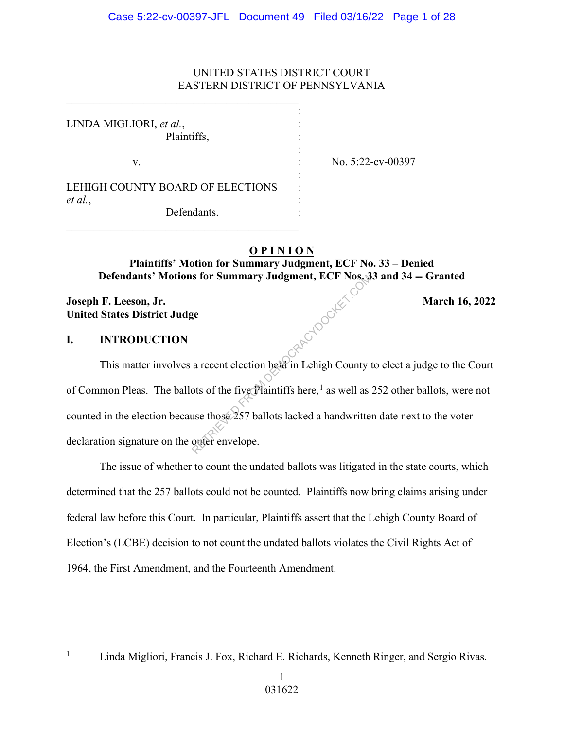UNITED STATES DISTRICT COURT
EASTERN DISTRICT OF PENNSYLVANIA

LINDA MIGLIORI, *et al.*,
Plaintiffs,

v.

LEHIGH COUNTY BOARD OF ELECTIONS *et al.*,
Defendants.

No. 5:22-cv-00397

**OPINION**

**Plaintiffs' Motion for Summary Judgment, ECF No. 33 – Denied**
**Defendants' Motions for Summary Judgment, ECF Nos. 33 and 34 -- Granted**

**Joseph F. Leeson, Jr.**
**United States District Judge**

**March 16, 2022**

## I. INTRODUCTION

This matter involves a recent election held in Lehigh County to elect a judge to the Court of Common Pleas. The ballots of the five Plaintiffs here,[1] as well as 252 other ballots, were not counted in the election because those 257 ballots lacked a handwritten date next to the voter declaration signature on the outer envelope.

The issue of whether to count the undated ballots was litigated in the state courts, which determined that the 257 ballots could not be counted. Plaintiffs now bring claims arising under federal law before this Court. In particular, Plaintiffs assert that the Lehigh County Board of Election's (LCBE) decision to not count the undated ballots violates the Civil Rights Act of 1964, the First Amendment, and the Fourteenth Amendment.

[1] Linda Migliori, Francis J. Fox, Richard E. Richards, Kenneth Ringer, and Sergio Rivas.

031622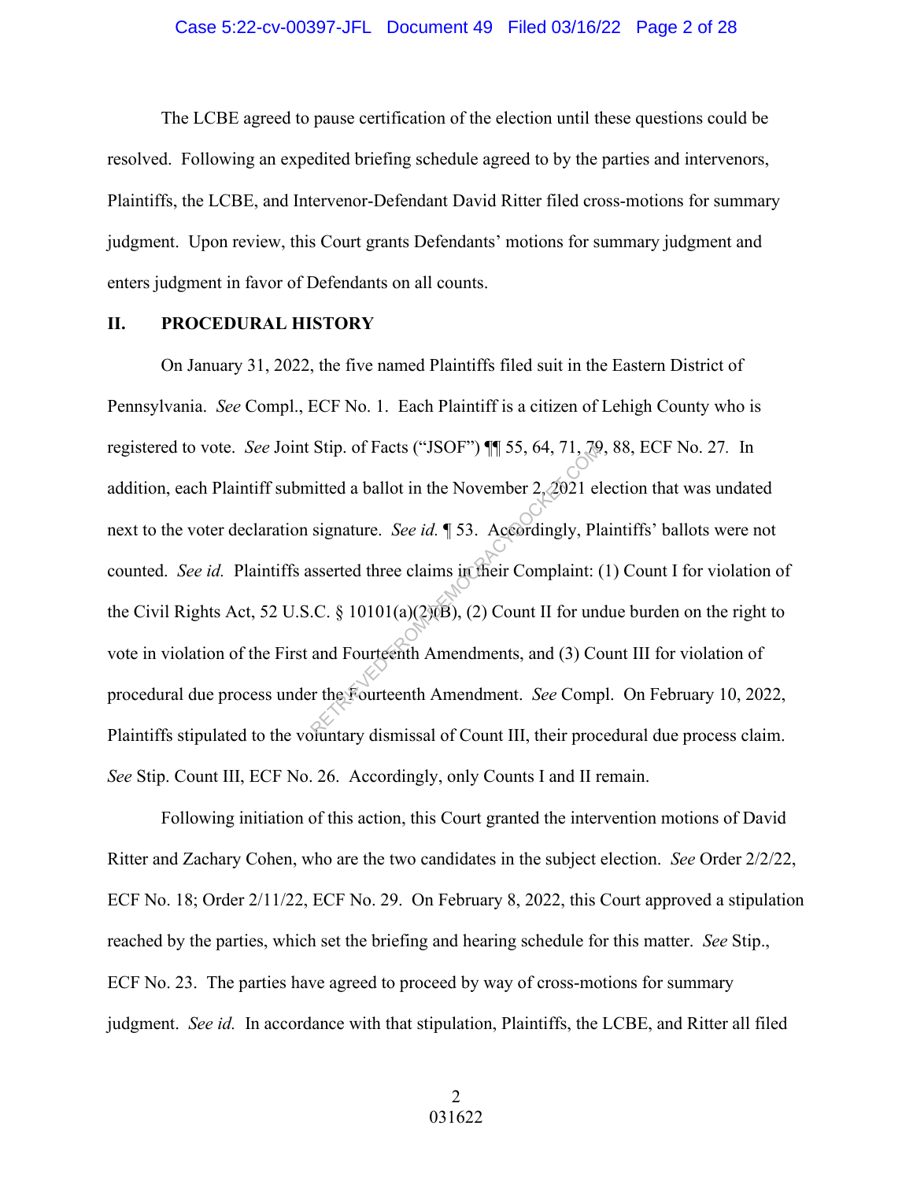The LCBE agreed to pause certification of the election until these questions could be resolved. Following an expedited briefing schedule agreed to by the parties and intervenors, Plaintiffs, the LCBE, and Intervenor-Defendant David Ritter filed cross-motions for summary judgment. Upon review, this Court grants Defendants' motions for summary judgment and enters judgment in favor of Defendants on all counts.

## II. PROCEDURAL HISTORY

On January 31, 2022, the five named Plaintiffs filed suit in the Eastern District of Pennsylvania. *See* Compl., ECF No. 1. Each Plaintiff is a citizen of Lehigh County who is registered to vote. *See* Joint Stip. of Facts ("JSOF") ¶¶ 55, 64, 71, 79, 88, ECF No. 27. In addition, each Plaintiff submitted a ballot in the November 2, 2021 election that was undated next to the voter declaration signature. *See id.* ¶ 53. Accordingly, Plaintiffs' ballots were not counted. *See id.* Plaintiffs asserted three claims in their Complaint: (1) Count I for violation of the Civil Rights Act, 52 U.S.C. § 10101(a)(2)(B), (2) Count II for undue burden on the right to vote in violation of the First and Fourteenth Amendments, and (3) Count III for violation of procedural due process under the Fourteenth Amendment. *See* Compl. On February 10, 2022, Plaintiffs stipulated to the voluntary dismissal of Count III, their procedural due process claim. *See* Stip. Count III, ECF No. 26. Accordingly, only Counts I and II remain.

Following initiation of this action, this Court granted the intervention motions of David Ritter and Zachary Cohen, who are the two candidates in the subject election. *See* Order 2/2/22, ECF No. 18; Order 2/11/22, ECF No. 29. On February 8, 2022, this Court approved a stipulation reached by the parties, which set the briefing and hearing schedule for this matter. *See* Stip., ECF No. 23. The parties have agreed to proceed by way of cross-motions for summary judgment. *See id.* In accordance with that stipulation, Plaintiffs, the LCBE, and Ritter all filed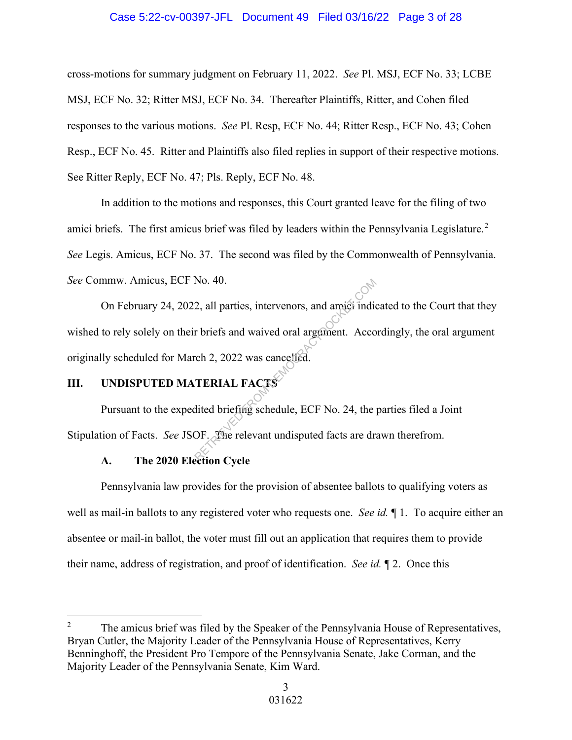cross-motions for summary judgment on February 11, 2022. *See* Pl. MSJ, ECF No. 33; LCBE MSJ, ECF No. 32; Ritter MSJ, ECF No. 34. Thereafter Plaintiffs, Ritter, and Cohen filed responses to the various motions. *See* Pl. Resp, ECF No. 44; Ritter Resp., ECF No. 43; Cohen Resp., ECF No. 45. Ritter and Plaintiffs also filed replies in support of their respective motions. See Ritter Reply, ECF No. 47; Pls. Reply, ECF No. 48.

In addition to the motions and responses, this Court granted leave for the filing of two amici briefs. The first amicus brief was filed by leaders within the Pennsylvania Legislature.[2] *See* Legis. Amicus, ECF No. 37. The second was filed by the Commonwealth of Pennsylvania. *See* Commw. Amicus, ECF No. 40.

On February 24, 2022, all parties, intervenors, and amici indicated to the Court that they wished to rely solely on their briefs and waived oral argument. Accordingly, the oral argument originally scheduled for March 2, 2022 was cancelled.

## III. UNDISPUTED MATERIAL FACTS

Pursuant to the expedited briefing schedule, ECF No. 24, the parties filed a Joint Stipulation of Facts. *See* JSOF. The relevant undisputed facts are drawn therefrom.

### A. The 2020 Election Cycle

Pennsylvania law provides for the provision of absentee ballots to qualifying voters as well as mail-in ballots to any registered voter who requests one. *See id.* ¶ 1. To acquire either an absentee or mail-in ballot, the voter must fill out an application that requires them to provide their name, address of registration, and proof of identification. *See id.* ¶ 2. Once this

---

[2] The amicus brief was filed by the Speaker of the Pennsylvania House of Representatives, Bryan Cutler, the Majority Leader of the Pennsylvania House of Representatives, Kerry Benninghoff, the President Pro Tempore of the Pennsylvania Senate, Jake Corman, and the Majority Leader of the Pennsylvania Senate, Kim Ward.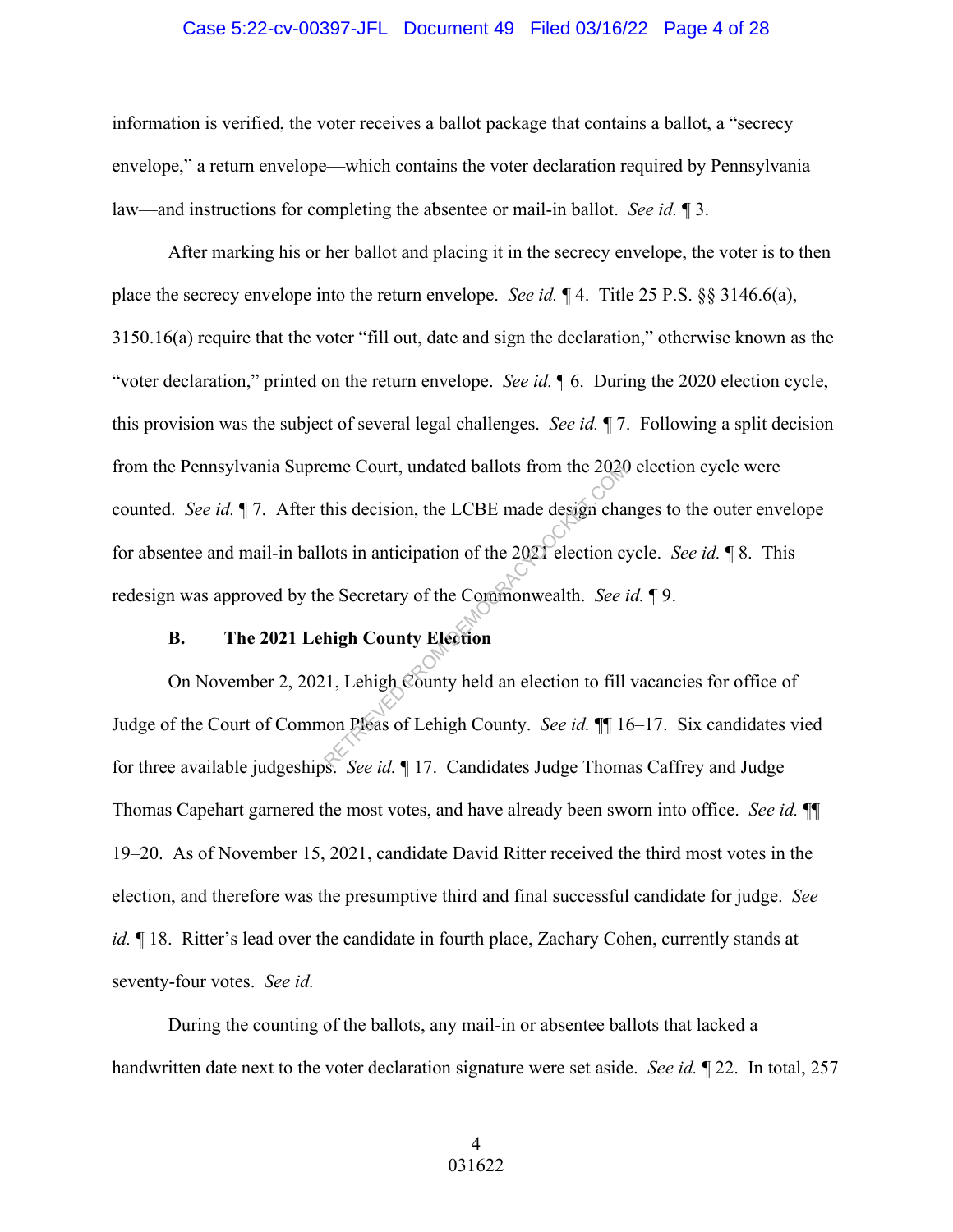information is verified, the voter receives a ballot package that contains a ballot, a "secrecy envelope," a return envelope—which contains the voter declaration required by Pennsylvania law—and instructions for completing the absentee or mail-in ballot. *See id.* ¶ 3.

After marking his or her ballot and placing it in the secrecy envelope, the voter is to then place the secrecy envelope into the return envelope. *See id.* ¶ 4. Title 25 P.S. §§ 3146.6(a), 3150.16(a) require that the voter "fill out, date and sign the declaration," otherwise known as the "voter declaration," printed on the return envelope. *See id.* ¶ 6. During the 2020 election cycle, this provision was the subject of several legal challenges. *See id.* ¶ 7. Following a split decision from the Pennsylvania Supreme Court, undated ballots from the 2020 election cycle were counted. *See id.* ¶ 7. After this decision, the LCBE made design changes to the outer envelope for absentee and mail-in ballots in anticipation of the 2021 election cycle. *See id.* ¶ 8. This redesign was approved by the Secretary of the Commonwealth. *See id.* ¶ 9.

### B. The 2021 Lehigh County Election

On November 2, 2021, Lehigh County held an election to fill vacancies for office of Judge of the Court of Common Pleas of Lehigh County. *See id.* ¶¶ 16–17. Six candidates vied for three available judgeships. *See id.* ¶ 17. Candidates Judge Thomas Caffrey and Judge Thomas Capehart garnered the most votes, and have already been sworn into office. *See id.* ¶¶ 19–20. As of November 15, 2021, candidate David Ritter received the third most votes in the election, and therefore was the presumptive third and final successful candidate for judge. *See id.* ¶ 18. Ritter's lead over the candidate in fourth place, Zachary Cohen, currently stands at seventy-four votes. *See id.*

During the counting of the ballots, any mail-in or absentee ballots that lacked a handwritten date next to the voter declaration signature were set aside. *See id.* ¶ 22. In total, 257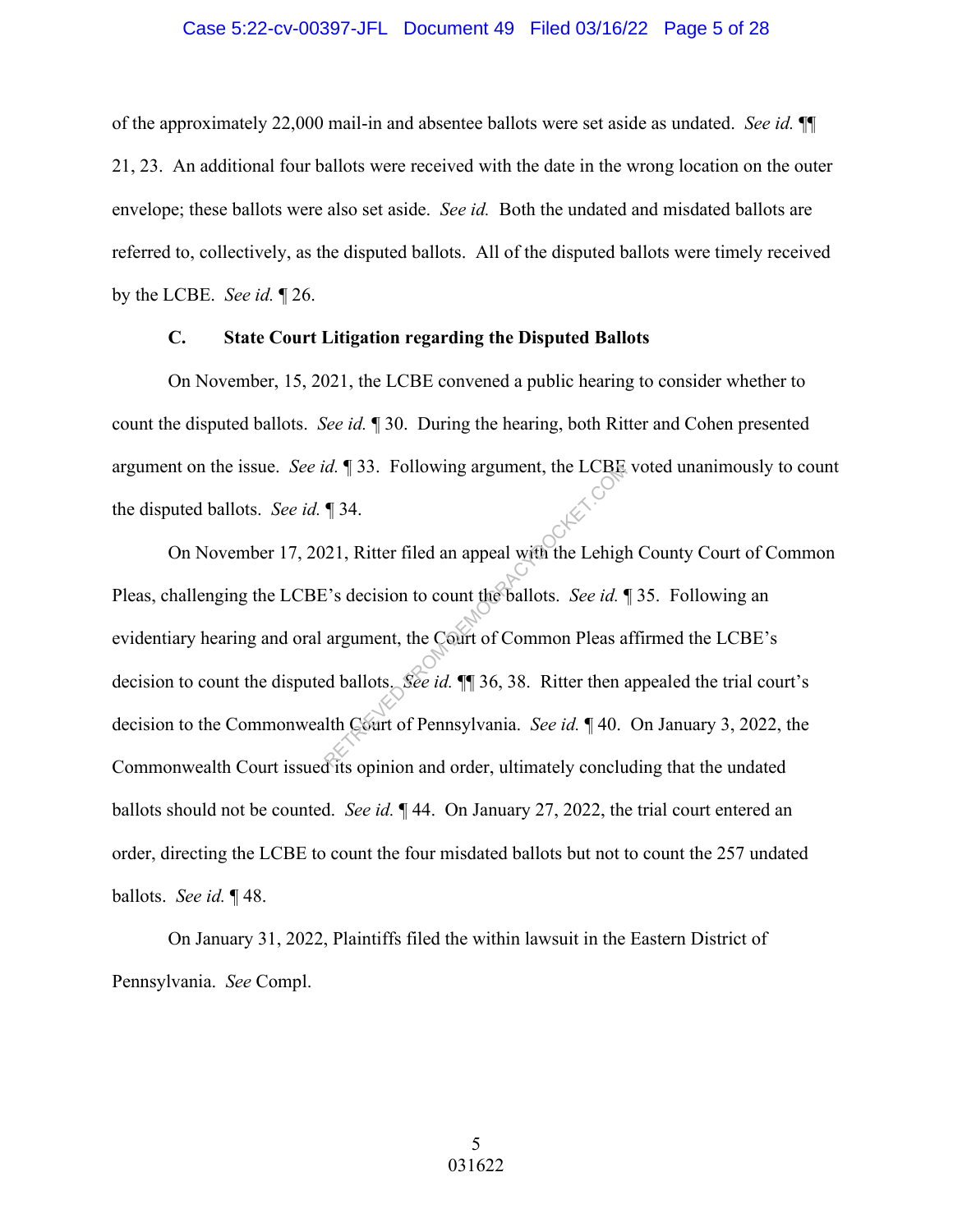of the approximately 22,000 mail-in and absentee ballots were set aside as undated. *See id.* ¶¶ 21, 23. An additional four ballots were received with the date in the wrong location on the outer envelope; these ballots were also set aside. *See id.* Both the undated and misdated ballots are referred to, collectively, as the disputed ballots. All of the disputed ballots were timely received by the LCBE. *See id.* ¶ 26.

### C. State Court Litigation regarding the Disputed Ballots

On November, 15, 2021, the LCBE convened a public hearing to consider whether to count the disputed ballots. *See id.* ¶ 30. During the hearing, both Ritter and Cohen presented argument on the issue. *See id.* ¶ 33. Following argument, the LCBE voted unanimously to count the disputed ballots. *See id.* ¶ 34.

On November 17, 2021, Ritter filed an appeal with the Lehigh County Court of Common Pleas, challenging the LCBE's decision to count the ballots. *See id.* ¶ 35. Following an evidentiary hearing and oral argument, the Court of Common Pleas affirmed the LCBE's decision to count the disputed ballots. *See id.* ¶¶ 36, 38. Ritter then appealed the trial court's decision to the Commonwealth Court of Pennsylvania. *See id.* ¶ 40. On January 3, 2022, the Commonwealth Court issued its opinion and order, ultimately concluding that the undated ballots should not be counted. *See id.* ¶ 44. On January 27, 2022, the trial court entered an order, directing the LCBE to count the four misdated ballots but not to count the 257 undated ballots. *See id.* ¶ 48.

On January 31, 2022, Plaintiffs filed the within lawsuit in the Eastern District of Pennsylvania. *See* Compl.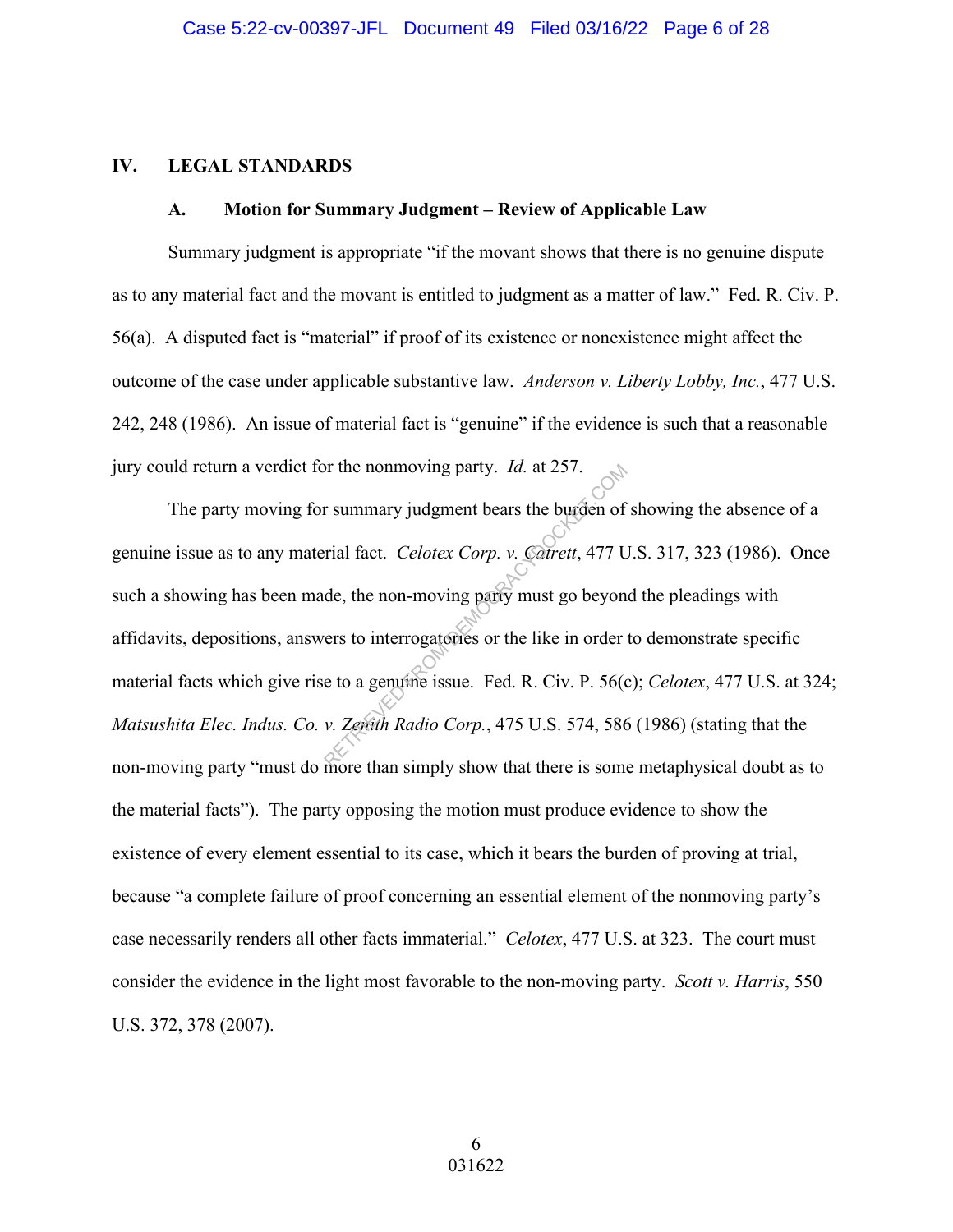## IV. LEGAL STANDARDS

### A. Motion for Summary Judgment – Review of Applicable Law

Summary judgment is appropriate "if the movant shows that there is no genuine dispute as to any material fact and the movant is entitled to judgment as a matter of law." Fed. R. Civ. P. 56(a). A disputed fact is "material" if proof of its existence or nonexistence might affect the outcome of the case under applicable substantive law. *Anderson v. Liberty Lobby, Inc.*, 477 U.S. 242, 248 (1986). An issue of material fact is "genuine" if the evidence is such that a reasonable jury could return a verdict for the nonmoving party. *Id.* at 257.

The party moving for summary judgment bears the burden of showing the absence of a genuine issue as to any material fact. *Celotex Corp. v. Catrett*, 477 U.S. 317, 323 (1986). Once such a showing has been made, the non-moving party must go beyond the pleadings with affidavits, depositions, answers to interrogatories or the like in order to demonstrate specific material facts which give rise to a genuine issue. Fed. R. Civ. P. 56(c); *Celotex*, 477 U.S. at 324; *Matsushita Elec. Indus. Co. v. Zenith Radio Corp.*, 475 U.S. 574, 586 (1986) (stating that the non-moving party "must do more than simply show that there is some metaphysical doubt as to the material facts"). The party opposing the motion must produce evidence to show the existence of every element essential to its case, which it bears the burden of proving at trial, because "a complete failure of proof concerning an essential element of the nonmoving party's case necessarily renders all other facts immaterial." *Celotex*, 477 U.S. at 323. The court must consider the evidence in the light most favorable to the non-moving party. *Scott v. Harris*, 550 U.S. 372, 378 (2007).

031622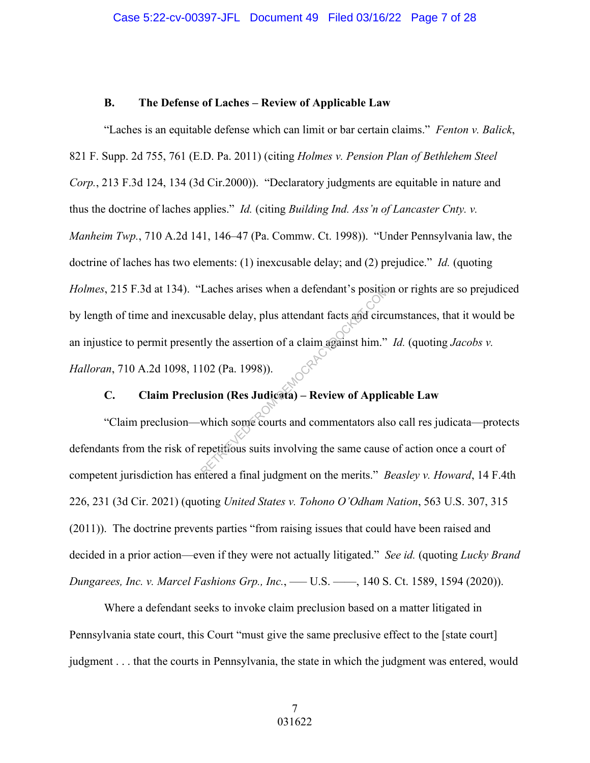**B. The Defense of Laches – Review of Applicable Law**

"Laches is an equitable defense which can limit or bar certain claims." *Fenton v. Balick*, 821 F. Supp. 2d 755, 761 (E.D. Pa. 2011) (citing *Holmes v. Pension Plan of Bethlehem Steel Corp.*, 213 F.3d 124, 134 (3d Cir.2000)). "Declaratory judgments are equitable in nature and thus the doctrine of laches applies." *Id.* (citing *Building Ind. Ass'n of Lancaster Cnty. v. Manheim Twp.*, 710 A.2d 141, 146–47 (Pa. Commw. Ct. 1998)). "Under Pennsylvania law, the doctrine of laches has two elements: (1) inexcusable delay; and (2) prejudice." *Id.* (quoting *Holmes*, 215 F.3d at 134). "Laches arises when a defendant's position or rights are so prejudiced by length of time and inexcusable delay, plus attendant facts and circumstances, that it would be an injustice to permit presently the assertion of a claim against him." *Id.* (quoting *Jacobs v. Halloran*, 710 A.2d 1098, 1102 (Pa. 1998)).

**C. Claim Preclusion (Res Judicata) – Review of Applicable Law**

"Claim preclusion—which some courts and commentators also call res judicata—protects defendants from the risk of repetitious suits involving the same cause of action once a court of competent jurisdiction has entered a final judgment on the merits." *Beasley v. Howard*, 14 F.4th 226, 231 (3d Cir. 2021) (quoting *United States v. Tohono O'Odham Nation*, 563 U.S. 307, 315 (2011)). The doctrine prevents parties "from raising issues that could have been raised and decided in a prior action—even if they were not actually litigated." *See id.* (quoting *Lucky Brand Dungarees, Inc. v. Marcel Fashions Grp., Inc.*, —— U.S. ——, 140 S. Ct. 1589, 1594 (2020)).

Where a defendant seeks to invoke claim preclusion based on a matter litigated in Pennsylvania state court, this Court "must give the same preclusive effect to the [state court] judgment . . . that the courts in Pennsylvania, the state in which the judgment was entered, would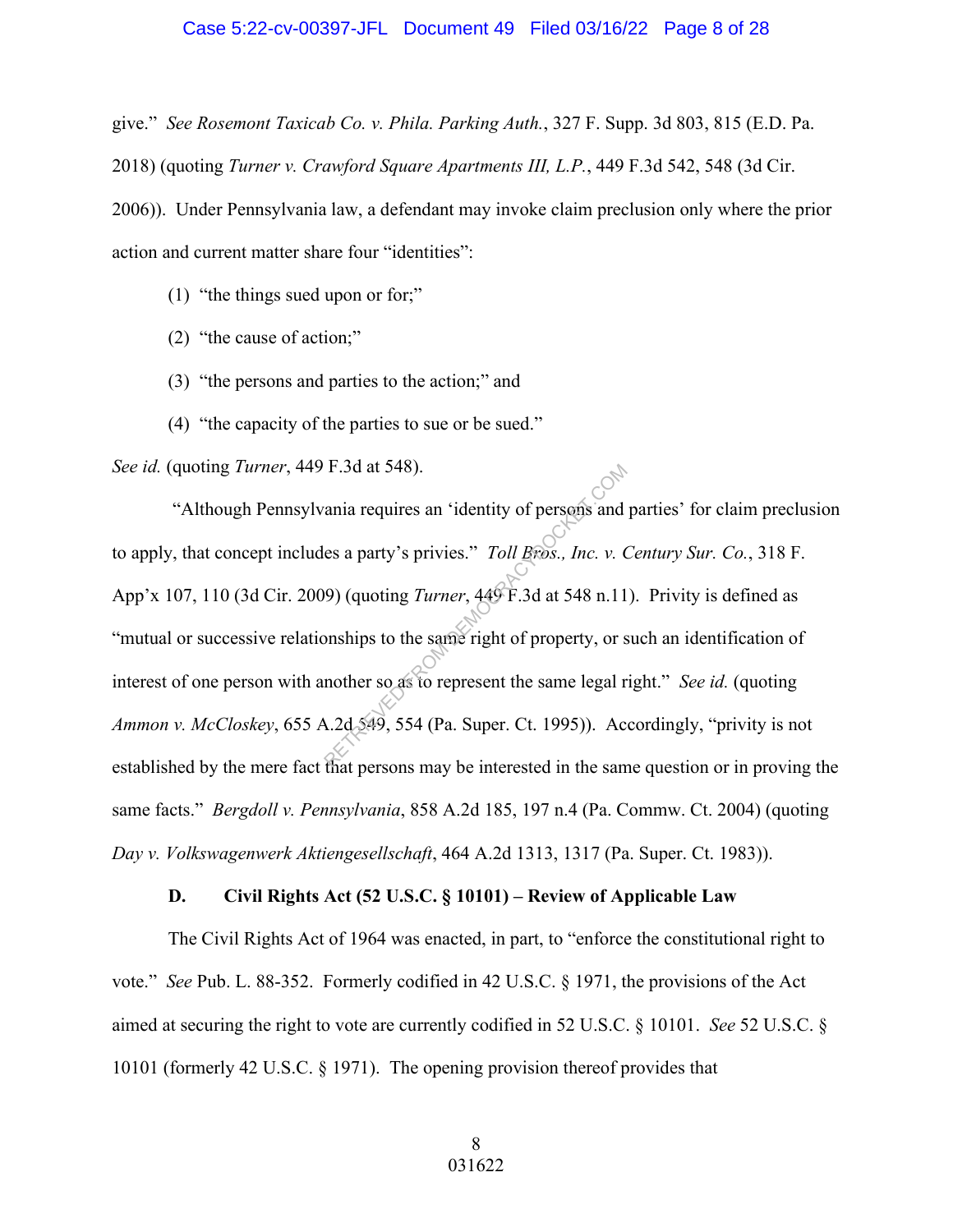give." *See Rosemont Taxicab Co. v. Phila. Parking Auth.*, 327 F. Supp. 3d 803, 815 (E.D. Pa. 2018) (quoting *Turner v. Crawford Square Apartments III, L.P.*, 449 F.3d 542, 548 (3d Cir. 2006)). Under Pennsylvania law, a defendant may invoke claim preclusion only where the prior action and current matter share four "identities":

(1) "the things sued upon or for;"

(2) "the cause of action;"

(3) "the persons and parties to the action;" and

(4) "the capacity of the parties to sue or be sued."

*See id.* (quoting *Turner*, 449 F.3d at 548).

"Although Pennsylvania requires an 'identity of persons and parties' for claim preclusion to apply, that concept includes a party's privies." *Toll Bros., Inc. v. Century Sur. Co.*, 318 F. App'x 107, 110 (3d Cir. 2009) (quoting *Turner*, 449 F.3d at 548 n.11). Privity is defined as "mutual or successive relationships to the same right of property, or such an identification of interest of one person with another so as to represent the same legal right." *See id.* (quoting *Ammon v. McCloskey*, 655 A.2d 549, 554 (Pa. Super. Ct. 1995)). Accordingly, "privity is not established by the mere fact that persons may be interested in the same question or in proving the same facts." *Bergdoll v. Pennsylvania*, 858 A.2d 185, 197 n.4 (Pa. Commw. Ct. 2004) (quoting *Day v. Volkswagenwerk Aktiengesellschaft*, 464 A.2d 1313, 1317 (Pa. Super. Ct. 1983)).

### D. Civil Rights Act (52 U.S.C. § 10101) – Review of Applicable Law

The Civil Rights Act of 1964 was enacted, in part, to "enforce the constitutional right to vote." *See* Pub. L. 88-352. Formerly codified in 42 U.S.C. § 1971, the provisions of the Act aimed at securing the right to vote are currently codified in 52 U.S.C. § 10101. *See* 52 U.S.C. § 10101 (formerly 42 U.S.C. § 1971). The opening provision thereof provides that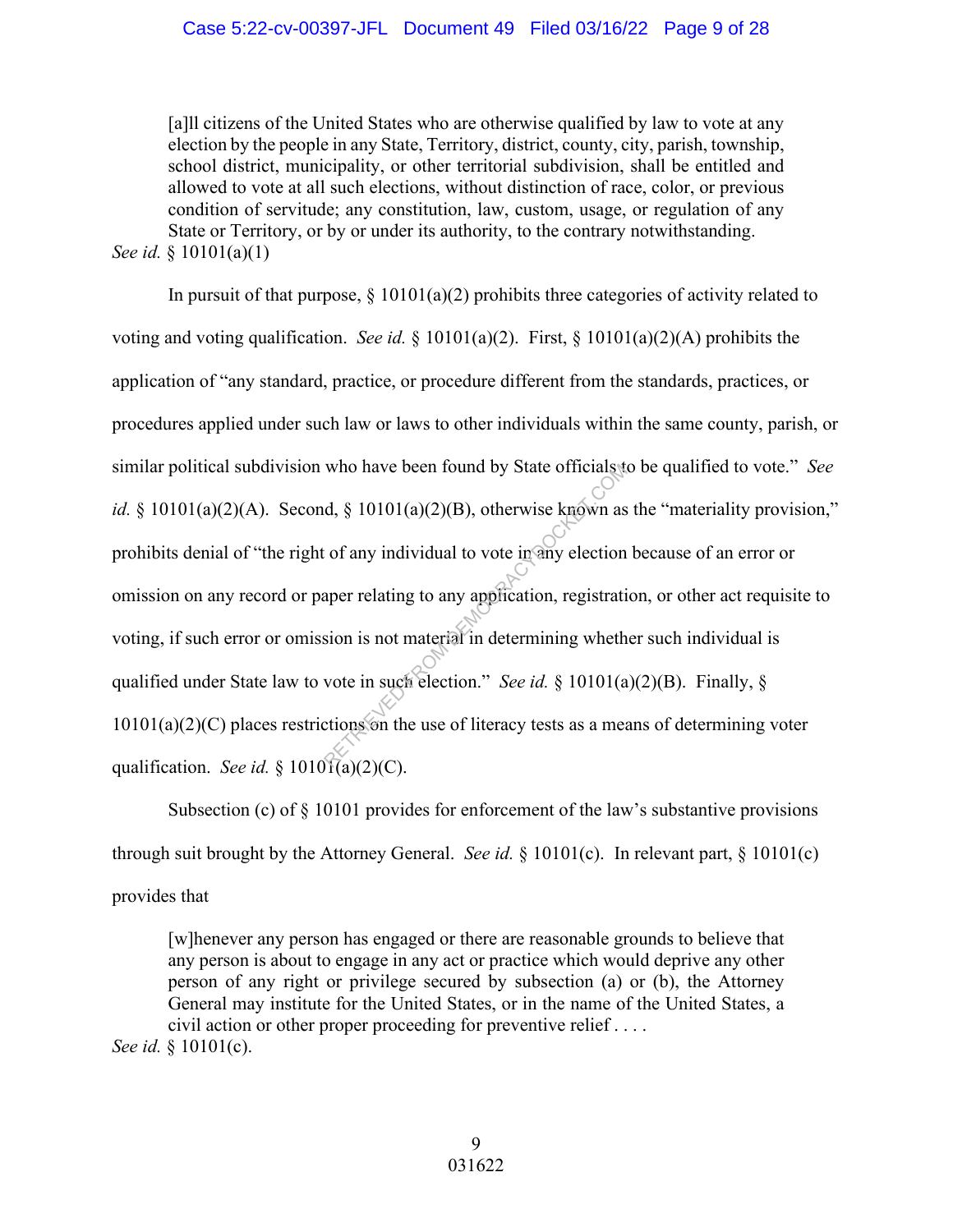> [a]ll citizens of the United States who are otherwise qualified by law to vote at any election by the people in any State, Territory, district, county, city, parish, township, school district, municipality, or other territorial subdivision, shall be entitled and allowed to vote at all such elections, without distinction of race, color, or previous condition of servitude; any constitution, law, custom, usage, or regulation of any State or Territory, or by or under its authority, to the contrary notwithstanding.

*See id.* § 10101(a)(1)

In pursuit of that purpose, § 10101(a)(2) prohibits three categories of activity related to voting and voting qualification. *See id.* § 10101(a)(2). First, § 10101(a)(2)(A) prohibits the application of "any standard, practice, or procedure different from the standards, practices, or procedures applied under such law or laws to other individuals within the same county, parish, or similar political subdivision who have been found by State officials to be qualified to vote." *See id.* § 10101(a)(2)(A). Second, § 10101(a)(2)(B), otherwise known as the "materiality provision," prohibits denial of "the right of any individual to vote in any election because of an error or omission on any record or paper relating to any application, registration, or other act requisite to voting, if such error or omission is not material in determining whether such individual is qualified under State law to vote in such election." *See id.* § 10101(a)(2)(B). Finally, § 10101(a)(2)(C) places restrictions on the use of literacy tests as a means of determining voter qualification. *See id.* § 10101(a)(2)(C).

Subsection (c) of § 10101 provides for enforcement of the law's substantive provisions through suit brought by the Attorney General. *See id.* § 10101(c). In relevant part, § 10101(c) provides that

> [w]henever any person has engaged or there are reasonable grounds to believe that any person is about to engage in any act or practice which would deprive any other person of any right or privilege secured by subsection (a) or (b), the Attorney General may institute for the United States, or in the name of the United States, a civil action or other proper proceeding for preventive relief . . . .

*See id.* § 10101(c).

031622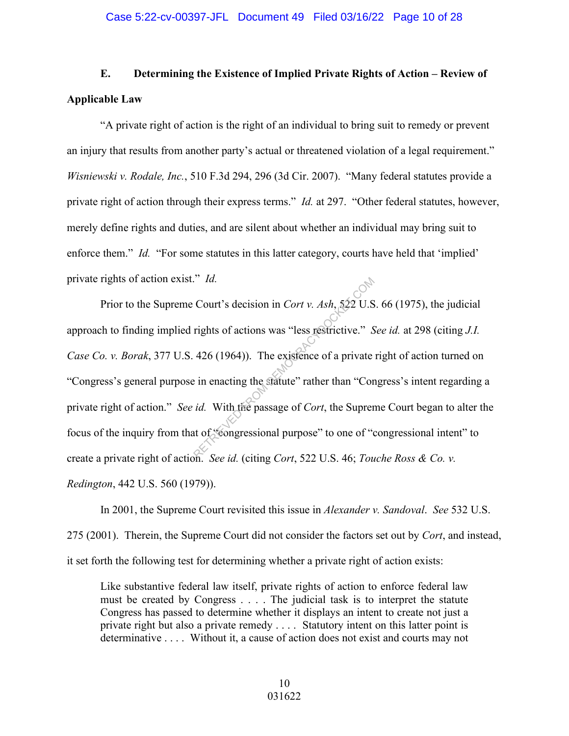**E. Determining the Existence of Implied Private Rights of Action – Review of Applicable Law**

"A private right of action is the right of an individual to bring suit to remedy or prevent an injury that results from another party's actual or threatened violation of a legal requirement." *Wisniewski v. Rodale, Inc.*, 510 F.3d 294, 296 (3d Cir. 2007). "Many federal statutes provide a private right of action through their express terms." *Id.* at 297. "Other federal statutes, however, merely define rights and duties, and are silent about whether an individual may bring suit to enforce them." *Id.* "For some statutes in this latter category, courts have held that 'implied' private rights of action exist." *Id.*

Prior to the Supreme Court's decision in *Cort v. Ash*, 522 U.S. 66 (1975), the judicial approach to finding implied rights of actions was "less restrictive." *See id.* at 298 (citing *J.I. Case Co. v. Borak*, 377 U.S. 426 (1964)). The existence of a private right of action turned on "Congress's general purpose in enacting the statute" rather than "Congress's intent regarding a private right of action." *See id.* With the passage of *Cort*, the Supreme Court began to alter the focus of the inquiry from that of "congressional purpose" to one of "congressional intent" to create a private right of action. *See id.* (citing *Cort*, 522 U.S. 46; *Touche Ross & Co. v. Redington*, 442 U.S. 560 (1979)).

In 2001, the Supreme Court revisited this issue in *Alexander v. Sandoval*. *See* 532 U.S. 275 (2001). Therein, the Supreme Court did not consider the factors set out by *Cort*, and instead, it set forth the following test for determining whether a private right of action exists:

> Like substantive federal law itself, private rights of action to enforce federal law must be created by Congress . . . . The judicial task is to interpret the statute Congress has passed to determine whether it displays an intent to create not just a private right but also a private remedy . . . . Statutory intent on this latter point is determinative . . . . Without it, a cause of action does not exist and courts may not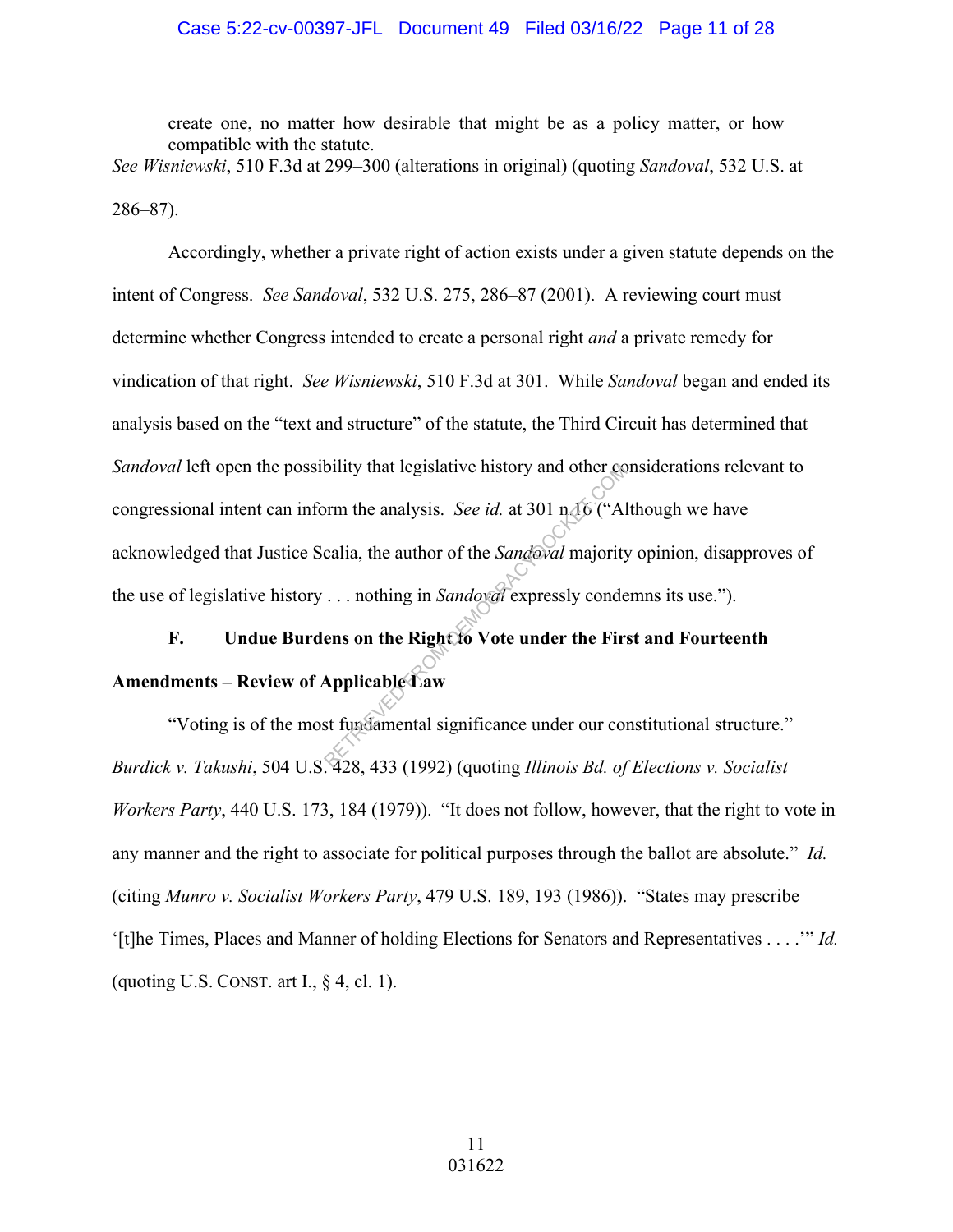> create one, no matter how desirable that might be as a policy matter, or how compatible with the statute.

*See Wisniewski*, 510 F.3d at 299–300 (alterations in original) (quoting *Sandoval*, 532 U.S. at 286–87).

Accordingly, whether a private right of action exists under a given statute depends on the intent of Congress. *See Sandoval*, 532 U.S. 275, 286–87 (2001). A reviewing court must determine whether Congress intended to create a personal right *and* a private remedy for vindication of that right. *See Wisniewski*, 510 F.3d at 301. While *Sandoval* began and ended its analysis based on the "text and structure" of the statute, the Third Circuit has determined that *Sandoval* left open the possibility that legislative history and other considerations relevant to congressional intent can inform the analysis. *See id.* at 301 n.16 ("Although we have acknowledged that Justice Scalia, the author of the *Sandoval* majority opinion, disapproves of the use of legislative history . . . nothing in *Sandoval* expressly condemns its use.").

**F. Undue Burdens on the Right to Vote under the First and Fourteenth Amendments – Review of Applicable Law**

"Voting is of the most fundamental significance under our constitutional structure." *Burdick v. Takushi*, 504 U.S. 428, 433 (1992) (quoting *Illinois Bd. of Elections v. Socialist Workers Party*, 440 U.S. 173, 184 (1979)). "It does not follow, however, that the right to vote in any manner and the right to associate for political purposes through the ballot are absolute." *Id.* (citing *Munro v. Socialist Workers Party*, 479 U.S. 189, 193 (1986)). "States may prescribe '[t]he Times, Places and Manner of holding Elections for Senators and Representatives . . . .'" *Id.* (quoting U.S. CONST. art I., § 4, cl. 1).

031622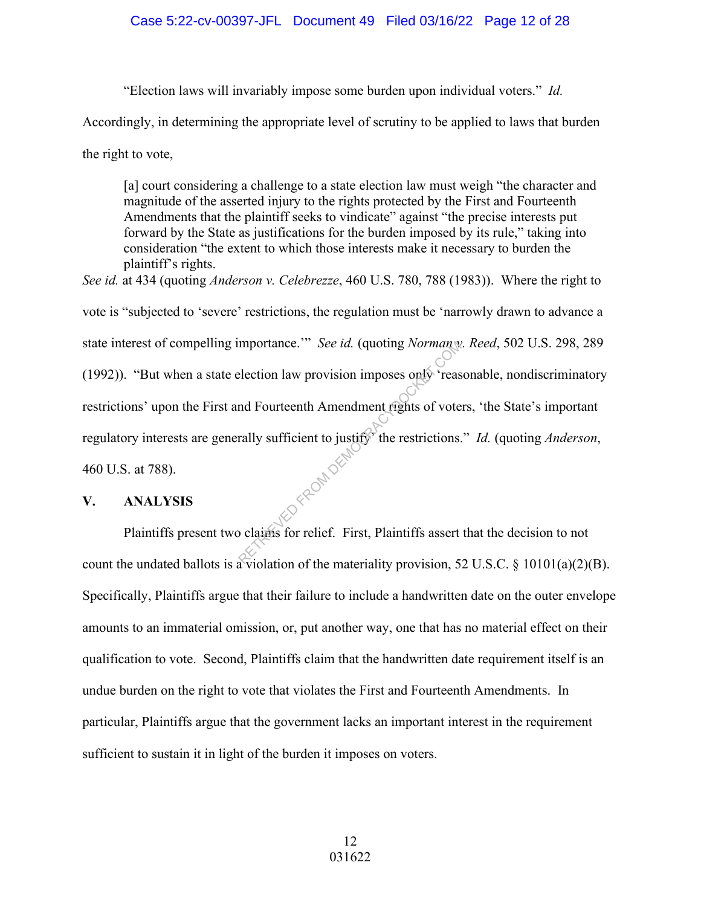"Election laws will invariably impose some burden upon individual voters." *Id.* Accordingly, in determining the appropriate level of scrutiny to be applied to laws that burden the right to vote,

> [a] court considering a challenge to a state election law must weigh "the character and magnitude of the asserted injury to the rights protected by the First and Fourteenth Amendments that the plaintiff seeks to vindicate" against "the precise interests put forward by the State as justifications for the burden imposed by its rule," taking into consideration "the extent to which those interests make it necessary to burden the plaintiff's rights.

*See id.* at 434 (quoting *Anderson v. Celebrezze*, 460 U.S. 780, 788 (1983)). Where the right to vote is "subjected to 'severe' restrictions, the regulation must be 'narrowly drawn to advance a state interest of compelling importance.'" *See id.* (quoting *Norman v. Reed*, 502 U.S. 298, 289 (1992)). "But when a state election law provision imposes only 'reasonable, nondiscriminatory restrictions' upon the First and Fourteenth Amendment rights of voters, 'the State's important regulatory interests are generally sufficient to justify' the restrictions." *Id.* (quoting *Anderson*, 460 U.S. at 788).

## V. ANALYSIS

Plaintiffs present two claims for relief. First, Plaintiffs assert that the decision to not count the undated ballots is a violation of the materiality provision, 52 U.S.C. § 10101(a)(2)(B). Specifically, Plaintiffs argue that their failure to include a handwritten date on the outer envelope amounts to an immaterial omission, or, put another way, one that has no material effect on their qualification to vote. Second, Plaintiffs claim that the handwritten date requirement itself is an undue burden on the right to vote that violates the First and Fourteenth Amendments. In particular, Plaintiffs argue that the government lacks an important interest in the requirement sufficient to sustain it in light of the burden it imposes on voters.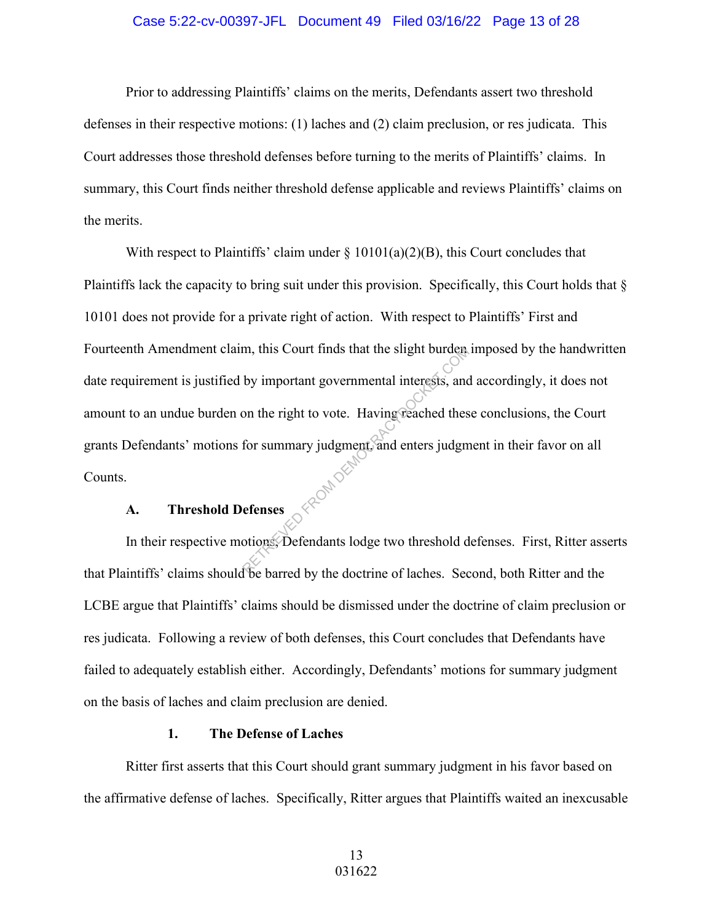Prior to addressing Plaintiffs' claims on the merits, Defendants assert two threshold defenses in their respective motions: (1) laches and (2) claim preclusion, or res judicata. This Court addresses those threshold defenses before turning to the merits of Plaintiffs' claims. In summary, this Court finds neither threshold defense applicable and reviews Plaintiffs' claims on the merits.

With respect to Plaintiffs' claim under § 10101(a)(2)(B), this Court concludes that Plaintiffs lack the capacity to bring suit under this provision. Specifically, this Court holds that § 10101 does not provide for a private right of action. With respect to Plaintiffs' First and Fourteenth Amendment claim, this Court finds that the slight burden imposed by the handwritten date requirement is justified by important governmental interests, and accordingly, it does not amount to an undue burden on the right to vote. Having reached these conclusions, the Court grants Defendants' motions for summary judgment and enters judgment in their favor on all Counts.

### A. Threshold Defenses

In their respective motions, Defendants lodge two threshold defenses. First, Ritter asserts that Plaintiffs' claims should be barred by the doctrine of laches. Second, both Ritter and the LCBE argue that Plaintiffs' claims should be dismissed under the doctrine of claim preclusion or res judicata. Following a review of both defenses, this Court concludes that Defendants have failed to adequately establish either. Accordingly, Defendants' motions for summary judgment on the basis of laches and claim preclusion are denied.

#### 1. The Defense of Laches

Ritter first asserts that this Court should grant summary judgment in his favor based on the affirmative defense of laches. Specifically, Ritter argues that Plaintiffs waited an inexcusable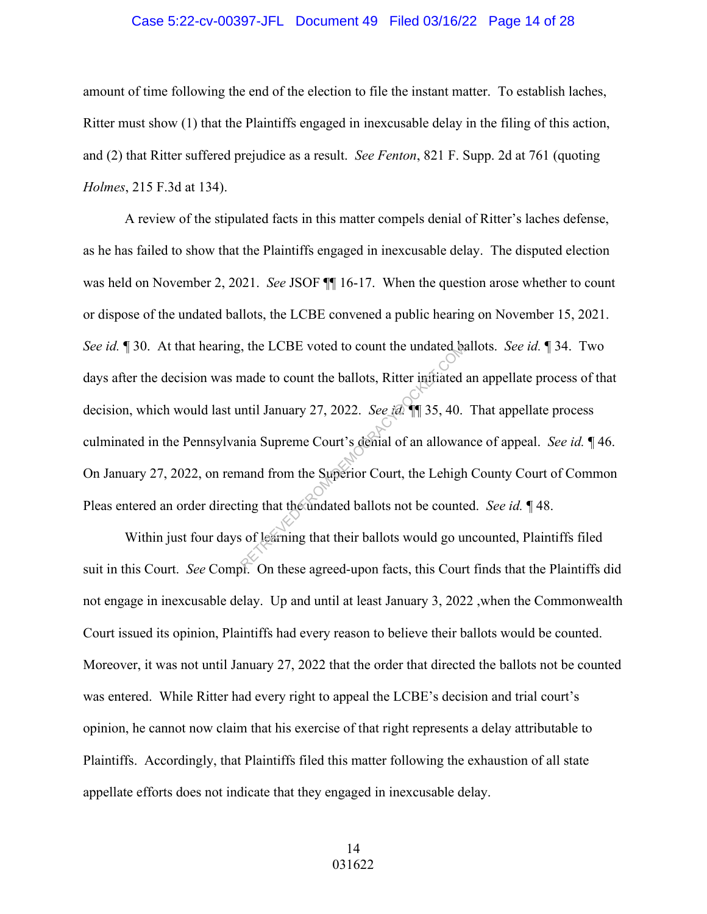amount of time following the end of the election to file the instant matter. To establish laches, Ritter must show (1) that the Plaintiffs engaged in inexcusable delay in the filing of this action, and (2) that Ritter suffered prejudice as a result. *See Fenton*, 821 F. Supp. 2d at 761 (quoting *Holmes*, 215 F.3d at 134).

A review of the stipulated facts in this matter compels denial of Ritter's laches defense, as he has failed to show that the Plaintiffs engaged in inexcusable delay. The disputed election was held on November 2, 2021. *See* JSOF ¶¶ 16-17. When the question arose whether to count or dispose of the undated ballots, the LCBE convened a public hearing on November 15, 2021. *See id.* ¶ 30. At that hearing, the LCBE voted to count the undated ballots. *See id.* ¶ 34. Two days after the decision was made to count the ballots, Ritter initiated an appellate process of that decision, which would last until January 27, 2022. *See id.* ¶¶ 35, 40. That appellate process culminated in the Pennsylvania Supreme Court's denial of an allowance of appeal. *See id.* ¶ 46. On January 27, 2022, on remand from the Superior Court, the Lehigh County Court of Common Pleas entered an order directing that the undated ballots not be counted. *See id.* ¶ 48.

Within just four days of learning that their ballots would go uncounted, Plaintiffs filed suit in this Court. *See* Compl. On these agreed-upon facts, this Court finds that the Plaintiffs did not engage in inexcusable delay. Up and until at least January 3, 2022 ,when the Commonwealth Court issued its opinion, Plaintiffs had every reason to believe their ballots would be counted. Moreover, it was not until January 27, 2022 that the order that directed the ballots not be counted was entered. While Ritter had every right to appeal the LCBE's decision and trial court's opinion, he cannot now claim that his exercise of that right represents a delay attributable to Plaintiffs. Accordingly, that Plaintiffs filed this matter following the exhaustion of all state appellate efforts does not indicate that they engaged in inexcusable delay.

031622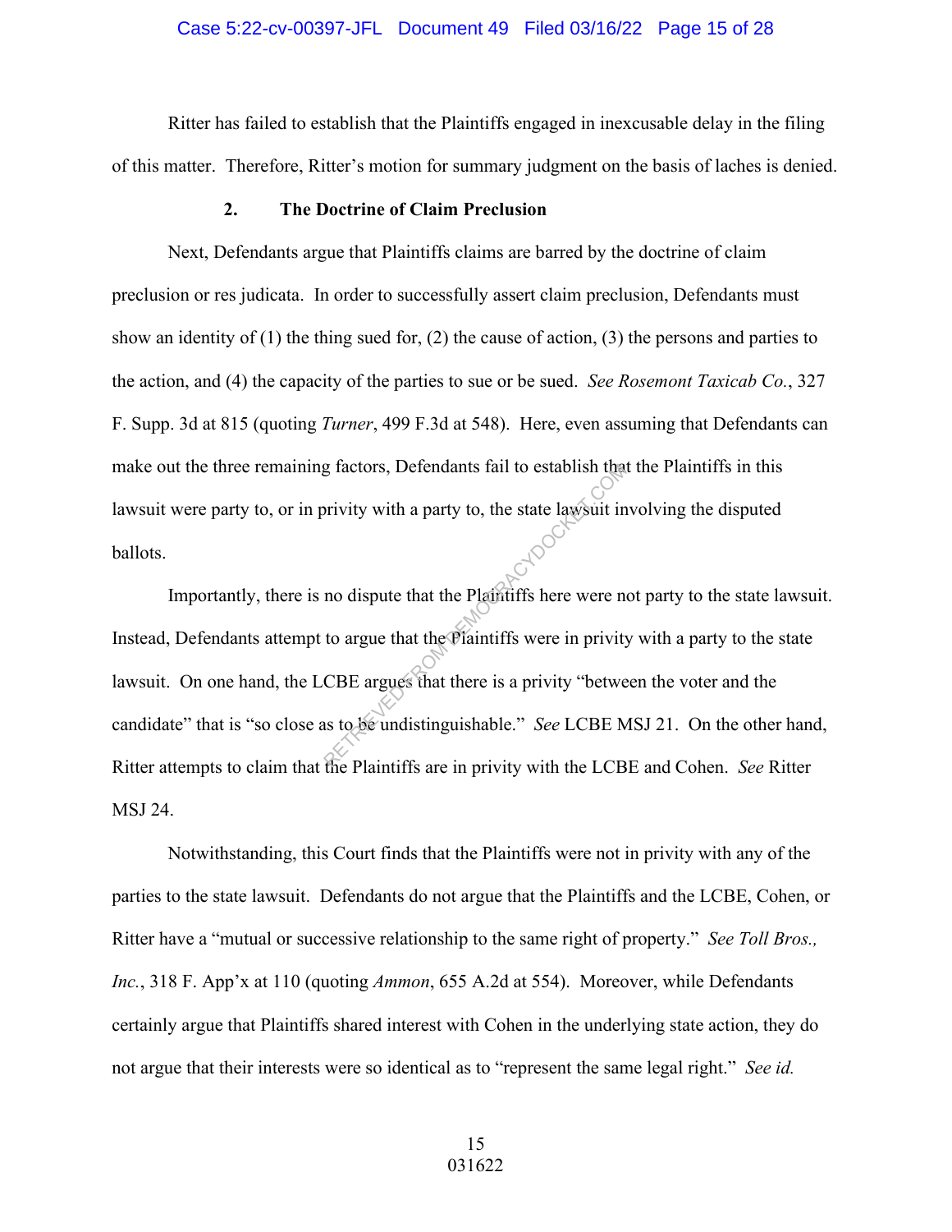Ritter has failed to establish that the Plaintiffs engaged in inexcusable delay in the filing of this matter. Therefore, Ritter's motion for summary judgment on the basis of laches is denied.

### 2. The Doctrine of Claim Preclusion

Next, Defendants argue that Plaintiffs claims are barred by the doctrine of claim preclusion or res judicata. In order to successfully assert claim preclusion, Defendants must show an identity of (1) the thing sued for, (2) the cause of action, (3) the persons and parties to the action, and (4) the capacity of the parties to sue or be sued. *See Rosemont Taxicab Co.*, 327 F. Supp. 3d at 815 (quoting *Turner*, 499 F.3d at 548). Here, even assuming that Defendants can make out the three remaining factors, Defendants fail to establish that the Plaintiffs in this lawsuit were party to, or in privity with a party to, the state lawsuit involving the disputed ballots.

Importantly, there is no dispute that the Plaintiffs here were not party to the state lawsuit. Instead, Defendants attempt to argue that the Plaintiffs were in privity with a party to the state lawsuit. On one hand, the LCBE argues that there is a privity "between the voter and the candidate" that is "so close as to be undistinguishable." *See* LCBE MSJ 21. On the other hand, Ritter attempts to claim that the Plaintiffs are in privity with the LCBE and Cohen. *See* Ritter MSJ 24.

Notwithstanding, this Court finds that the Plaintiffs were not in privity with any of the parties to the state lawsuit. Defendants do not argue that the Plaintiffs and the LCBE, Cohen, or Ritter have a "mutual or successive relationship to the same right of property." *See Toll Bros., Inc.*, 318 F. App'x at 110 (quoting *Ammon*, 655 A.2d at 554). Moreover, while Defendants certainly argue that Plaintiffs shared interest with Cohen in the underlying state action, they do not argue that their interests were so identical as to "represent the same legal right." *See id.*

031622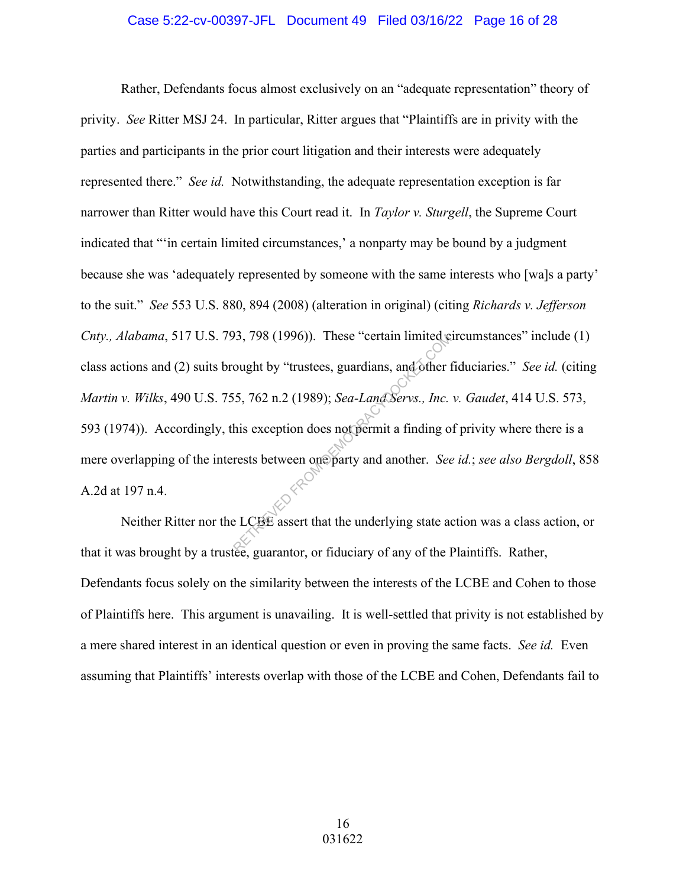Rather, Defendants focus almost exclusively on an "adequate representation" theory of privity. *See* Ritter MSJ 24. In particular, Ritter argues that "Plaintiffs are in privity with the parties and participants in the prior court litigation and their interests were adequately represented there." *See id.* Notwithstanding, the adequate representation exception is far narrower than Ritter would have this Court read it. In *Taylor v. Sturgell*, the Supreme Court indicated that "'in certain limited circumstances,' a nonparty may be bound by a judgment because she was 'adequately represented by someone with the same interests who [wa]s a party' to the suit." *See* 553 U.S. 880, 894 (2008) (alteration in original) (citing *Richards v. Jefferson Cnty., Alabama*, 517 U.S. 793, 798 (1996)). These "certain limited circumstances" include (1) class actions and (2) suits brought by "trustees, guardians, and other fiduciaries." *See id.* (citing *Martin v. Wilks*, 490 U.S. 755, 762 n.2 (1989); *Sea-Land Servs., Inc. v. Gaudet*, 414 U.S. 573, 593 (1974)). Accordingly, this exception does not permit a finding of privity where there is a mere overlapping of the interests between one party and another. *See id.*; *see also Bergdoll*, 858 A.2d at 197 n.4.

Neither Ritter nor the LCBE assert that the underlying state action was a class action, or that it was brought by a trustee, guarantor, or fiduciary of any of the Plaintiffs. Rather, Defendants focus solely on the similarity between the interests of the LCBE and Cohen to those of Plaintiffs here. This argument is unavailing. It is well-settled that privity is not established by a mere shared interest in an identical question or even in proving the same facts. *See id.* Even assuming that Plaintiffs' interests overlap with those of the LCBE and Cohen, Defendants fail to

031622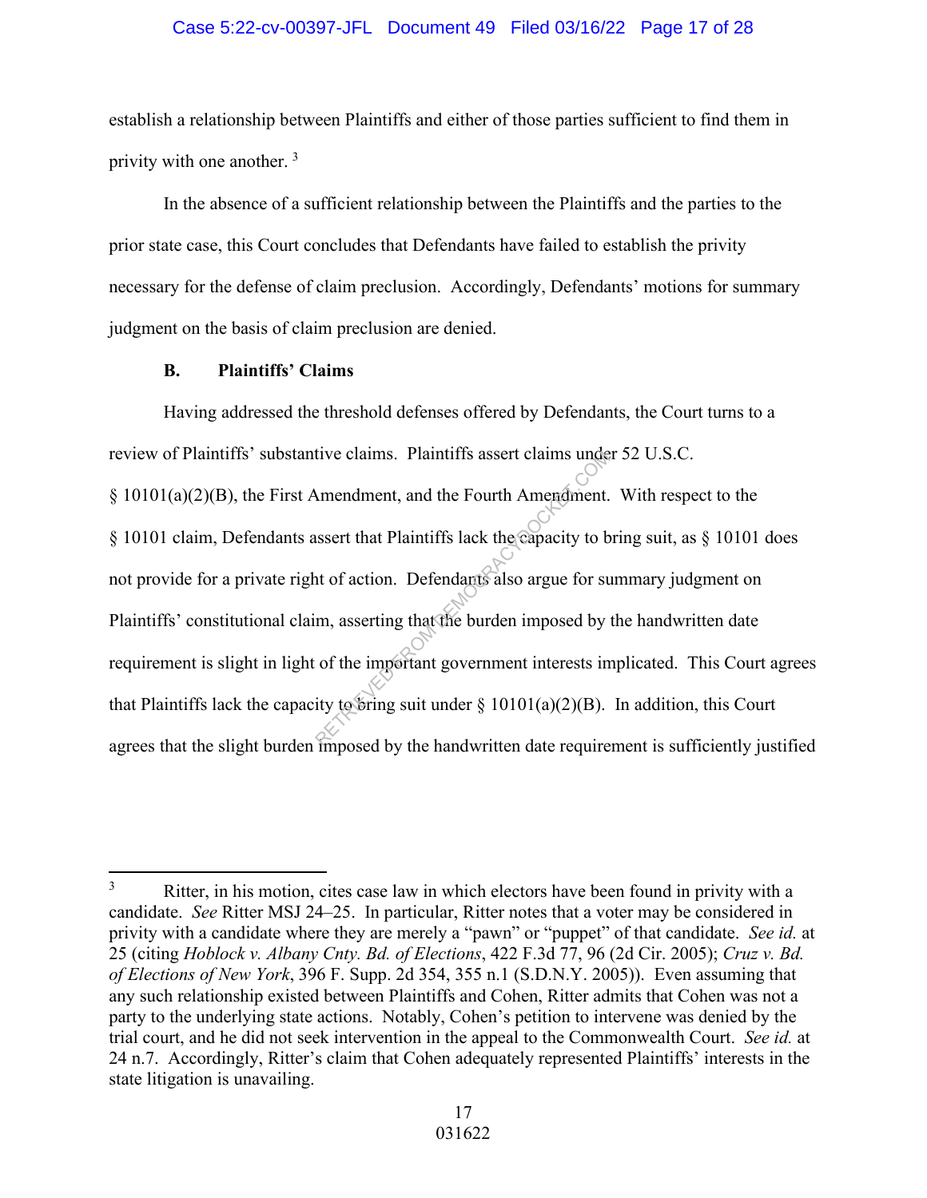establish a relationship between Plaintiffs and either of those parties sufficient to find them in privity with one another. [3]

In the absence of a sufficient relationship between the Plaintiffs and the parties to the prior state case, this Court concludes that Defendants have failed to establish the privity necessary for the defense of claim preclusion. Accordingly, Defendants' motions for summary judgment on the basis of claim preclusion are denied.

### B. Plaintiffs' Claims

Having addressed the threshold defenses offered by Defendants, the Court turns to a review of Plaintiffs' substantive claims. Plaintiffs assert claims under 52 U.S.C. § 10101(a)(2)(B), the First Amendment, and the Fourth Amendment. With respect to the § 10101 claim, Defendants assert that Plaintiffs lack the capacity to bring suit, as § 10101 does not provide for a private right of action. Defendants also argue for summary judgment on Plaintiffs' constitutional claim, asserting that the burden imposed by the handwritten date requirement is slight in light of the important government interests implicated. This Court agrees that Plaintiffs lack the capacity to bring suit under § 10101(a)(2)(B). In addition, this Court agrees that the slight burden imposed by the handwritten date requirement is sufficiently justified

---

[3] Ritter, in his motion, cites case law in which electors have been found in privity with a candidate. *See* Ritter MSJ 24–25. In particular, Ritter notes that a voter may be considered in privity with a candidate where they are merely a "pawn" or "puppet" of that candidate. *See id.* at 25 (citing *Hoblock v. Albany Cnty. Bd. of Elections*, 422 F.3d 77, 96 (2d Cir. 2005); *Cruz v. Bd. of Elections of New York*, 396 F. Supp. 2d 354, 355 n.1 (S.D.N.Y. 2005)). Even assuming that any such relationship existed between Plaintiffs and Cohen, Ritter admits that Cohen was not a party to the underlying state actions. Notably, Cohen's petition to intervene was denied by the trial court, and he did not seek intervention in the appeal to the Commonwealth Court. *See id.* at 24 n.7. Accordingly, Ritter's claim that Cohen adequately represented Plaintiffs' interests in the state litigation is unavailing.

031622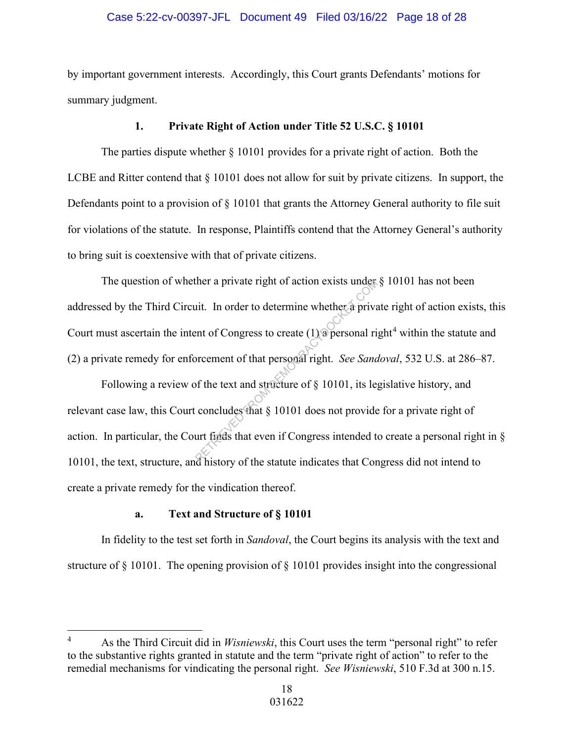by important government interests. Accordingly, this Court grants Defendants' motions for summary judgment.

### 1. Private Right of Action under Title 52 U.S.C. § 10101

The parties dispute whether § 10101 provides for a private right of action. Both the LCBE and Ritter contend that § 10101 does not allow for suit by private citizens. In support, the Defendants point to a provision of § 10101 that grants the Attorney General authority to file suit for violations of the statute. In response, Plaintiffs contend that the Attorney General's authority to bring suit is coextensive with that of private citizens.

The question of whether a private right of action exists under § 10101 has not been addressed by the Third Circuit. In order to determine whether a private right of action exists, this Court must ascertain the intent of Congress to create (1) a personal right[4] within the statute and (2) a private remedy for enforcement of that personal right. *See Sandoval*, 532 U.S. at 286–87.

Following a review of the text and structure of § 10101, its legislative history, and relevant case law, this Court concludes that § 10101 does not provide for a private right of action. In particular, the Court finds that even if Congress intended to create a personal right in § 10101, the text, structure, and history of the statute indicates that Congress did not intend to create a private remedy for the vindication thereof.

#### a. Text and Structure of § 10101

In fidelity to the test set forth in *Sandoval*, the Court begins its analysis with the text and structure of § 10101. The opening provision of § 10101 provides insight into the congressional

---

[4] As the Third Circuit did in *Wisniewski*, this Court uses the term "personal right" to refer to the substantive rights granted in statute and the term "private right of action" to refer to the remedial mechanisms for vindicating the personal right. *See Wisniewski*, 510 F.3d at 300 n.15.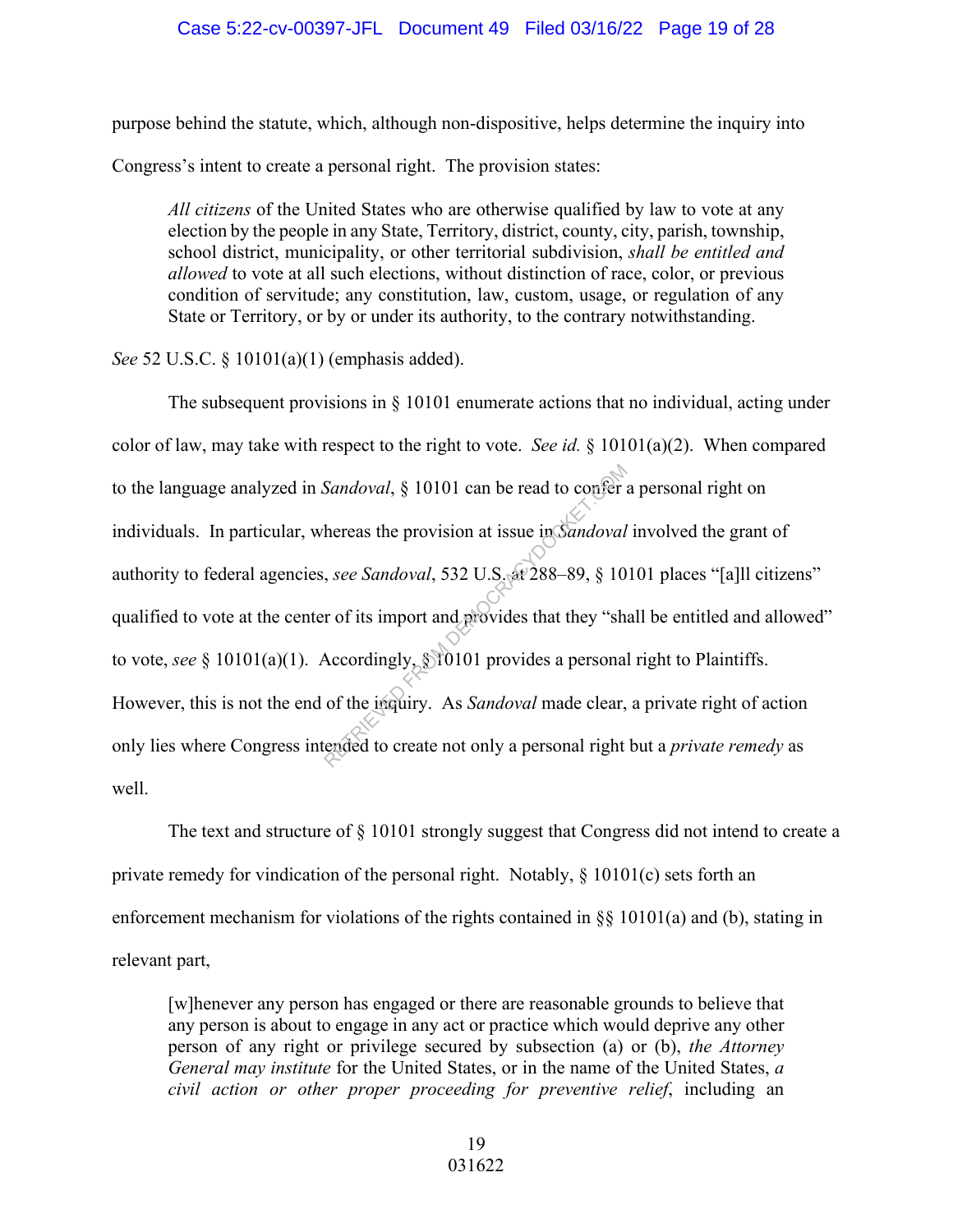purpose behind the statute, which, although non-dispositive, helps determine the inquiry into Congress's intent to create a personal right. The provision states:

> *All citizens* of the United States who are otherwise qualified by law to vote at any election by the people in any State, Territory, district, county, city, parish, township, school district, municipality, or other territorial subdivision, *shall be entitled and allowed* to vote at all such elections, without distinction of race, color, or previous condition of servitude; any constitution, law, custom, usage, or regulation of any State or Territory, or by or under its authority, to the contrary notwithstanding.

*See* 52 U.S.C. § 10101(a)(1) (emphasis added).

The subsequent provisions in § 10101 enumerate actions that no individual, acting under color of law, may take with respect to the right to vote. *See id.* § 10101(a)(2). When compared to the language analyzed in *Sandoval*, § 10101 can be read to confer a personal right on individuals. In particular, whereas the provision at issue in *Sandoval* involved the grant of authority to federal agencies, *see Sandoval*, 532 U.S. at 288–89, § 10101 places "[a]ll citizens" qualified to vote at the center of its import and provides that they "shall be entitled and allowed" to vote, *see* § 10101(a)(1). Accordingly, § 10101 provides a personal right to Plaintiffs. However, this is not the end of the inquiry. As *Sandoval* made clear, a private right of action only lies where Congress intended to create not only a personal right but a *private remedy* as well.

The text and structure of § 10101 strongly suggest that Congress did not intend to create a private remedy for vindication of the personal right. Notably, § 10101(c) sets forth an enforcement mechanism for violations of the rights contained in §§ 10101(a) and (b), stating in relevant part,

> [w]henever any person has engaged or there are reasonable grounds to believe that any person is about to engage in any act or practice which would deprive any other person of any right or privilege secured by subsection (a) or (b), *the Attorney General may institute* for the United States, or in the name of the United States, *a civil action or other proper proceeding for preventive relief*, including an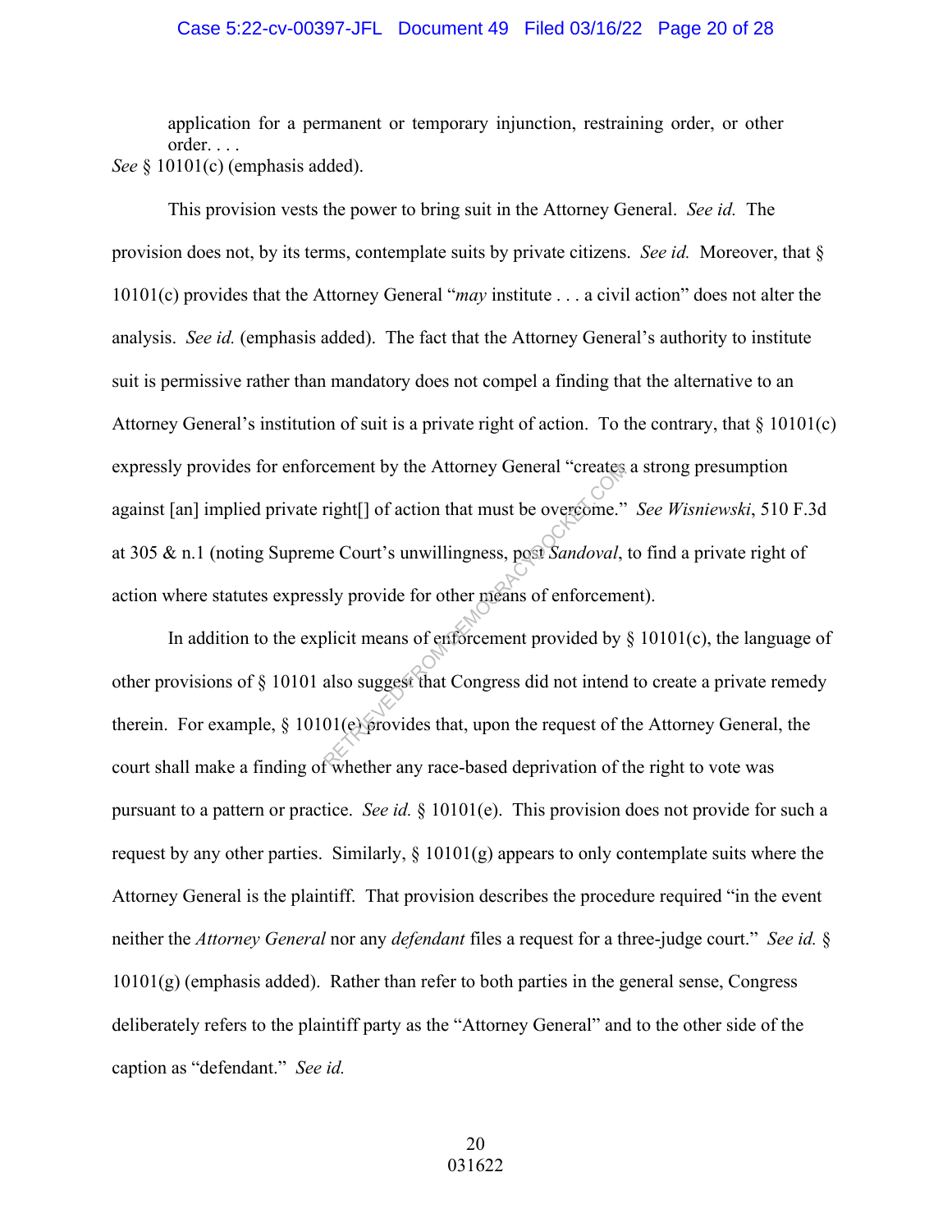application for a permanent or temporary injunction, restraining order, or other order. . . .

*See* § 10101(c) (emphasis added).

This provision vests the power to bring suit in the Attorney General. *See id.* The provision does not, by its terms, contemplate suits by private citizens. *See id.* Moreover, that § 10101(c) provides that the Attorney General "*may* institute . . . a civil action" does not alter the analysis. *See id.* (emphasis added). The fact that the Attorney General's authority to institute suit is permissive rather than mandatory does not compel a finding that the alternative to an Attorney General's institution of suit is a private right of action. To the contrary, that § 10101(c) expressly provides for enforcement by the Attorney General "creates a strong presumption against [an] implied private right[] of action that must be overcome." *See Wisniewski*, 510 F.3d at 305 & n.1 (noting Supreme Court's unwillingness, post *Sandoval*, to find a private right of action where statutes expressly provide for other means of enforcement).

In addition to the explicit means of enforcement provided by § 10101(c), the language of other provisions of § 10101 also suggest that Congress did not intend to create a private remedy therein. For example, § 10101(e) provides that, upon the request of the Attorney General, the court shall make a finding of whether any race-based deprivation of the right to vote was pursuant to a pattern or practice. *See id.* § 10101(e). This provision does not provide for such a request by any other parties. Similarly, § 10101(g) appears to only contemplate suits where the Attorney General is the plaintiff. That provision describes the procedure required "in the event neither the *Attorney General* nor any *defendant* files a request for a three-judge court." *See id.* § 10101(g) (emphasis added). Rather than refer to both parties in the general sense, Congress deliberately refers to the plaintiff party as the "Attorney General" and to the other side of the caption as "defendant." *See id.*

031622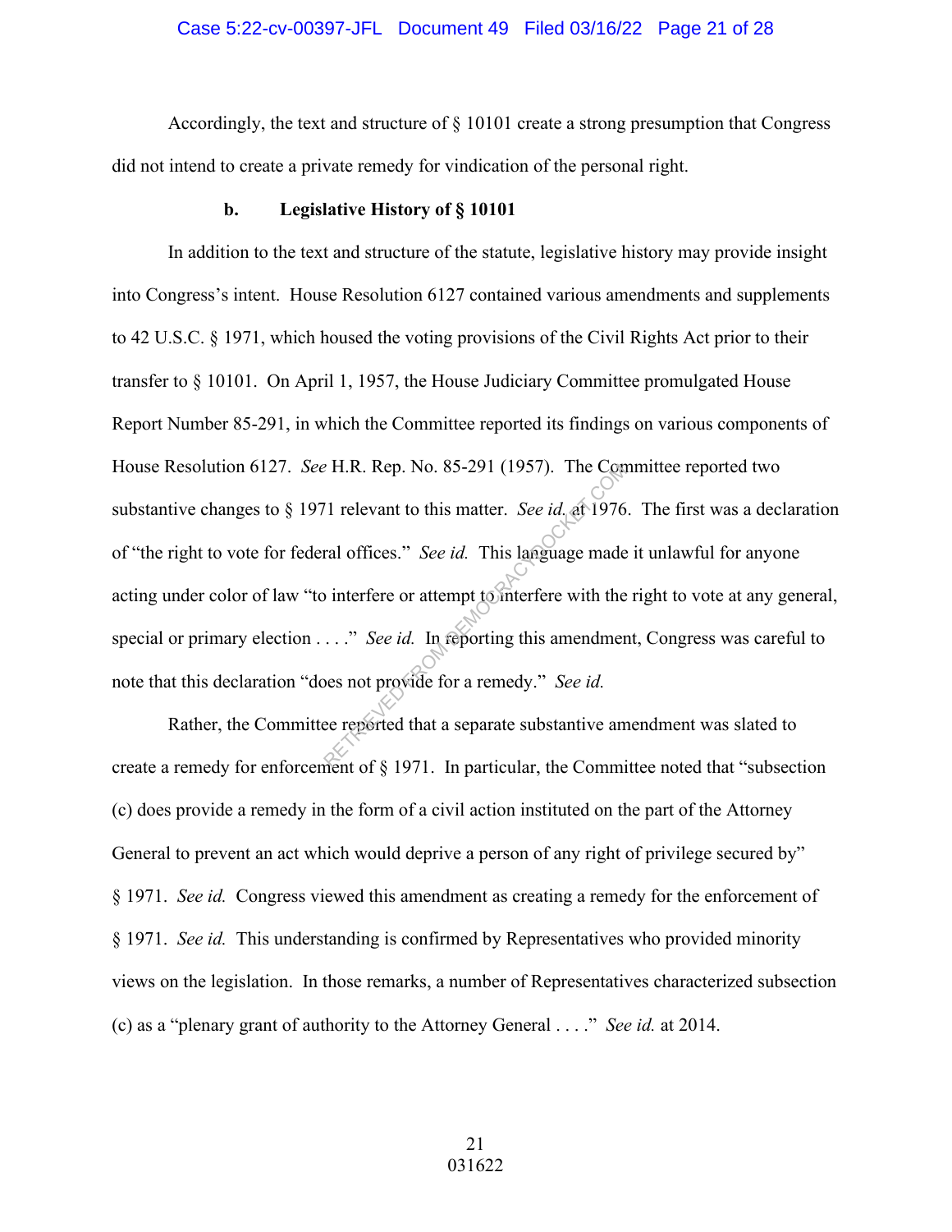Accordingly, the text and structure of § 10101 create a strong presumption that Congress did not intend to create a private remedy for vindication of the personal right.

**b. Legislative History of § 10101**

In addition to the text and structure of the statute, legislative history may provide insight into Congress's intent. House Resolution 6127 contained various amendments and supplements to 42 U.S.C. § 1971, which housed the voting provisions of the Civil Rights Act prior to their transfer to § 10101. On April 1, 1957, the House Judiciary Committee promulgated House Report Number 85-291, in which the Committee reported its findings on various components of House Resolution 6127. *See* H.R. Rep. No. 85-291 (1957). The Committee reported two substantive changes to § 1971 relevant to this matter. *See id.* at 1976. The first was a declaration of "the right to vote for federal offices." *See id.* This language made it unlawful for anyone acting under color of law "to interfere or attempt to interfere with the right to vote at any general, special or primary election . . . ." *See id.* In reporting this amendment, Congress was careful to note that this declaration "does not provide for a remedy." *See id.*

Rather, the Committee reported that a separate substantive amendment was slated to create a remedy for enforcement of § 1971. In particular, the Committee noted that "subsection (c) does provide a remedy in the form of a civil action instituted on the part of the Attorney General to prevent an act which would deprive a person of any right of privilege secured by" § 1971. *See id.* Congress viewed this amendment as creating a remedy for the enforcement of § 1971. *See id.* This understanding is confirmed by Representatives who provided minority views on the legislation. In those remarks, a number of Representatives characterized subsection (c) as a "plenary grant of authority to the Attorney General . . . ." *See id.* at 2014.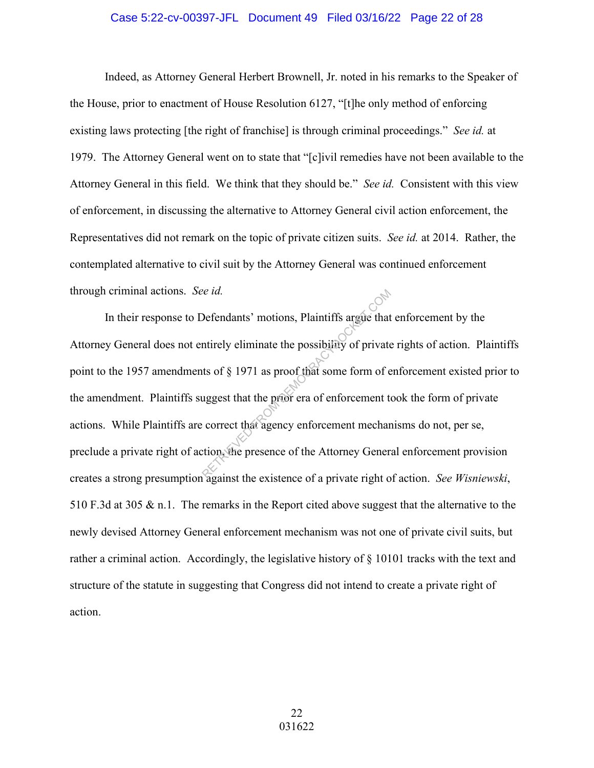Indeed, as Attorney General Herbert Brownell, Jr. noted in his remarks to the Speaker of the House, prior to enactment of House Resolution 6127, "[t]he only method of enforcing existing laws protecting [the right of franchise] is through criminal proceedings." *See id.* at 1979. The Attorney General went on to state that "[c]ivil remedies have not been available to the Attorney General in this field. We think that they should be." *See id.* Consistent with this view of enforcement, in discussing the alternative to Attorney General civil action enforcement, the Representatives did not remark on the topic of private citizen suits. *See id.* at 2014. Rather, the contemplated alternative to civil suit by the Attorney General was continued enforcement through criminal actions. *See id.*

In their response to Defendants' motions, Plaintiffs argue that enforcement by the Attorney General does not entirely eliminate the possibility of private rights of action. Plaintiffs point to the 1957 amendments of § 1971 as proof that some form of enforcement existed prior to the amendment. Plaintiffs suggest that the prior era of enforcement took the form of private actions. While Plaintiffs are correct that agency enforcement mechanisms do not, per se, preclude a private right of action, the presence of the Attorney General enforcement provision creates a strong presumption against the existence of a private right of action. *See Wisniewski*, 510 F.3d at 305 & n.1. The remarks in the Report cited above suggest that the alternative to the newly devised Attorney General enforcement mechanism was not one of private civil suits, but rather a criminal action. Accordingly, the legislative history of § 10101 tracks with the text and structure of the statute in suggesting that Congress did not intend to create a private right of action.

031622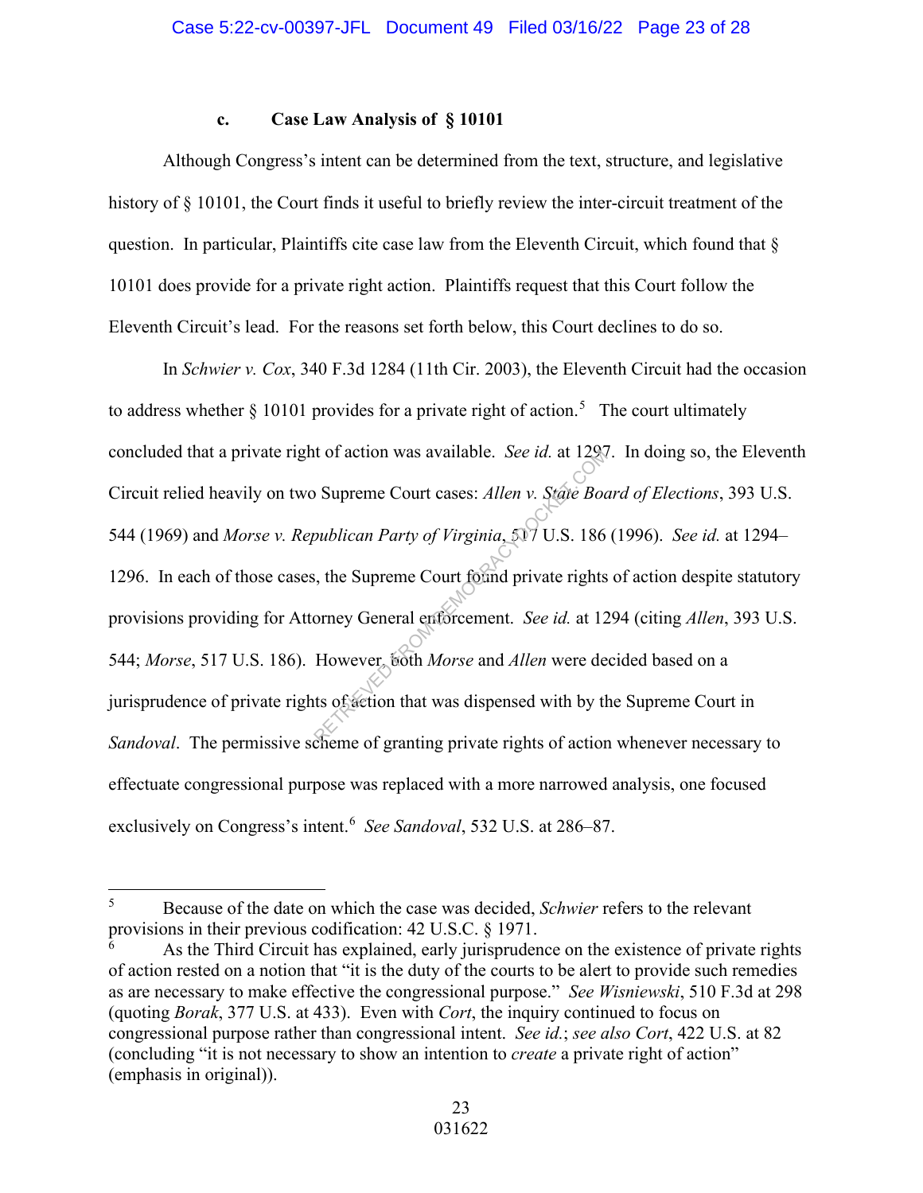### c. Case Law Analysis of § 10101

Although Congress's intent can be determined from the text, structure, and legislative history of § 10101, the Court finds it useful to briefly review the inter-circuit treatment of the question. In particular, Plaintiffs cite case law from the Eleventh Circuit, which found that § 10101 does provide for a private right action. Plaintiffs request that this Court follow the Eleventh Circuit's lead. For the reasons set forth below, this Court declines to do so.

In *Schwier v. Cox*, 340 F.3d 1284 (11th Cir. 2003), the Eleventh Circuit had the occasion to address whether § 10101 provides for a private right of action.[5] The court ultimately concluded that a private right of action was available. *See id.* at 1297. In doing so, the Eleventh Circuit relied heavily on two Supreme Court cases: *Allen v. State Board of Elections*, 393 U.S. 544 (1969) and *Morse v. Republican Party of Virginia*, 517 U.S. 186 (1996). *See id.* at 1294–1296. In each of those cases, the Supreme Court found private rights of action despite statutory provisions providing for Attorney General enforcement. *See id.* at 1294 (citing *Allen*, 393 U.S. 544; *Morse*, 517 U.S. 186). However, both *Morse* and *Allen* were decided based on a jurisprudence of private rights of action that was dispensed with by the Supreme Court in *Sandoval*. The permissive scheme of granting private rights of action whenever necessary to effectuate congressional purpose was replaced with a more narrowed analysis, one focused exclusively on Congress's intent.[6] *See Sandoval*, 532 U.S. at 286–87.

---

[5] Because of the date on which the case was decided, *Schwier* refers to the relevant provisions in their previous codification: 42 U.S.C. § 1971.

[6] As the Third Circuit has explained, early jurisprudence on the existence of private rights of action rested on a notion that "it is the duty of the courts to be alert to provide such remedies as are necessary to make effective the congressional purpose." *See Wisniewski*, 510 F.3d at 298 (quoting *Borak*, 377 U.S. at 433). Even with *Cort*, the inquiry continued to focus on congressional purpose rather than congressional intent. *See id.*; *see also Cort*, 422 U.S. at 82 (concluding "it is not necessary to show an intention to *create* a private right of action" (emphasis in original)).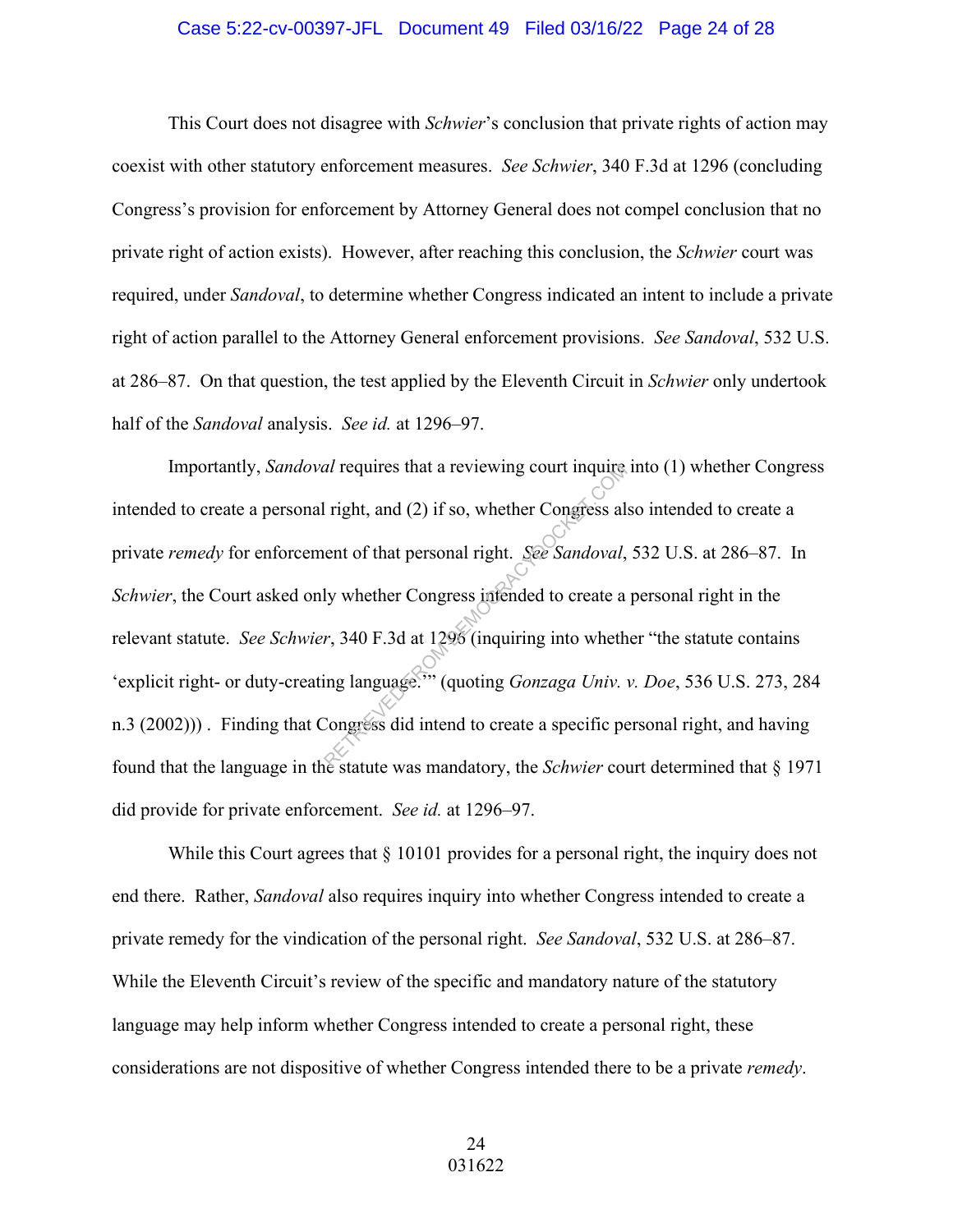This Court does not disagree with *Schwier*'s conclusion that private rights of action may coexist with other statutory enforcement measures. *See Schwier*, 340 F.3d at 1296 (concluding Congress's provision for enforcement by Attorney General does not compel conclusion that no private right of action exists). However, after reaching this conclusion, the *Schwier* court was required, under *Sandoval*, to determine whether Congress indicated an intent to include a private right of action parallel to the Attorney General enforcement provisions. *See Sandoval*, 532 U.S. at 286–87. On that question, the test applied by the Eleventh Circuit in *Schwier* only undertook half of the *Sandoval* analysis. *See id.* at 1296–97.

Importantly, *Sandoval* requires that a reviewing court inquire into (1) whether Congress intended to create a personal right, and (2) if so, whether Congress also intended to create a private *remedy* for enforcement of that personal right. *See Sandoval*, 532 U.S. at 286–87. In *Schwier*, the Court asked only whether Congress intended to create a personal right in the relevant statute. *See Schwier*, 340 F.3d at 1296 (inquiring into whether "the statute contains 'explicit right- or duty-creating language.'" (quoting *Gonzaga Univ. v. Doe*, 536 U.S. 273, 284 n.3 (2002))) . Finding that Congress did intend to create a specific personal right, and having found that the language in the statute was mandatory, the *Schwier* court determined that § 1971 did provide for private enforcement. *See id.* at 1296–97.

While this Court agrees that § 10101 provides for a personal right, the inquiry does not end there. Rather, *Sandoval* also requires inquiry into whether Congress intended to create a private remedy for the vindication of the personal right. *See Sandoval*, 532 U.S. at 286–87. While the Eleventh Circuit's review of the specific and mandatory nature of the statutory language may help inform whether Congress intended to create a personal right, these considerations are not dispositive of whether Congress intended there to be a private *remedy*.

031622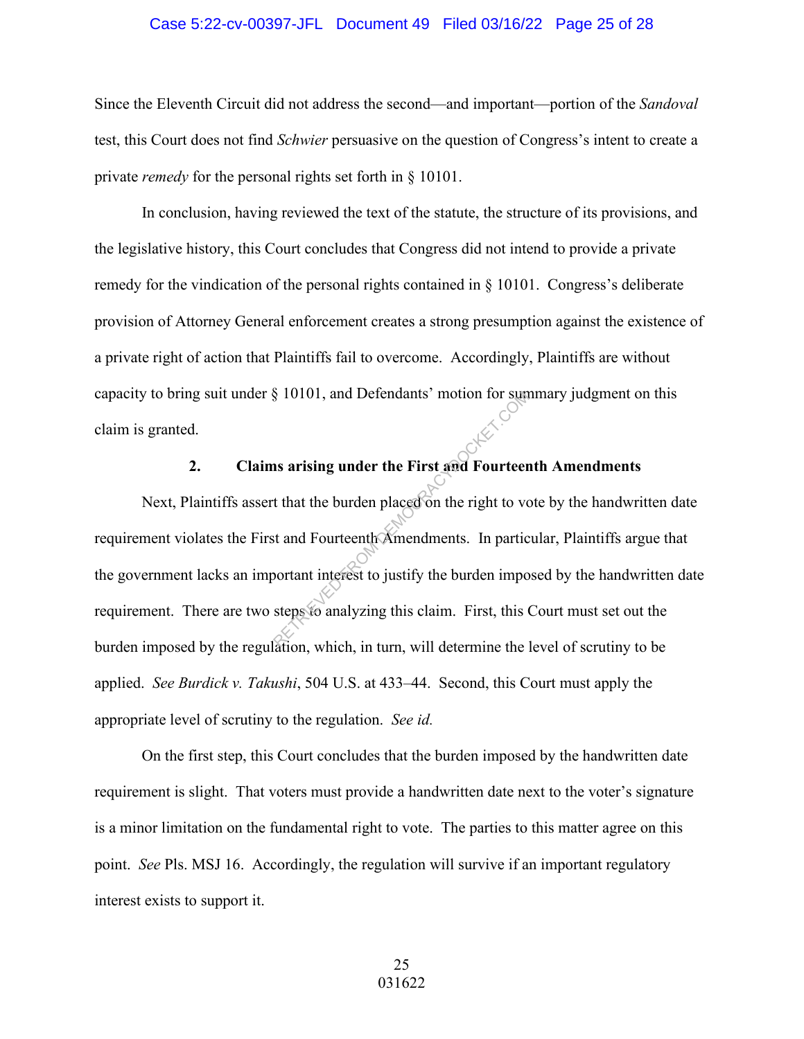Since the Eleventh Circuit did not address the second—and important—portion of the *Sandoval* test, this Court does not find *Schwier* persuasive on the question of Congress's intent to create a private *remedy* for the personal rights set forth in § 10101.

In conclusion, having reviewed the text of the statute, the structure of its provisions, and the legislative history, this Court concludes that Congress did not intend to provide a private remedy for the vindication of the personal rights contained in § 10101. Congress's deliberate provision of Attorney General enforcement creates a strong presumption against the existence of a private right of action that Plaintiffs fail to overcome. Accordingly, Plaintiffs are without capacity to bring suit under § 10101, and Defendants' motion for summary judgment on this claim is granted.

### 2. Claims arising under the First and Fourteenth Amendments

Next, Plaintiffs assert that the burden placed on the right to vote by the handwritten date requirement violates the First and Fourteenth Amendments. In particular, Plaintiffs argue that the government lacks an important interest to justify the burden imposed by the handwritten date requirement. There are two steps to analyzing this claim. First, this Court must set out the burden imposed by the regulation, which, in turn, will determine the level of scrutiny to be applied. *See Burdick v. Takushi*, 504 U.S. at 433–44. Second, this Court must apply the appropriate level of scrutiny to the regulation. *See id.*

On the first step, this Court concludes that the burden imposed by the handwritten date requirement is slight. That voters must provide a handwritten date next to the voter's signature is a minor limitation on the fundamental right to vote. The parties to this matter agree on this point. *See* Pls. MSJ 16. Accordingly, the regulation will survive if an important regulatory interest exists to support it.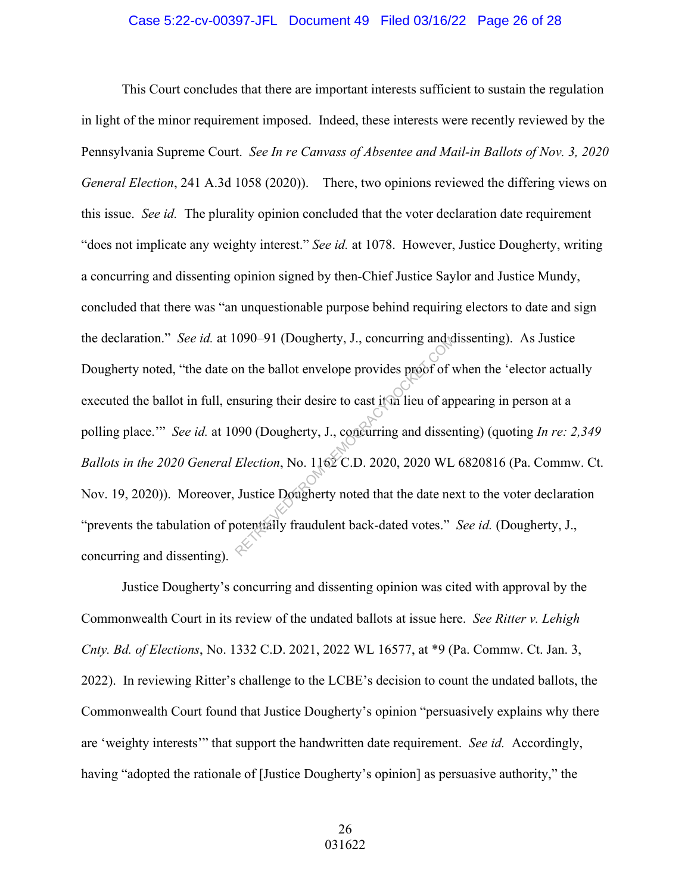This Court concludes that there are important interests sufficient to sustain the regulation in light of the minor requirement imposed. Indeed, these interests were recently reviewed by the Pennsylvania Supreme Court. *See In re Canvass of Absentee and Mail-in Ballots of Nov. 3, 2020 General Election*, 241 A.3d 1058 (2020)). There, two opinions reviewed the differing views on this issue. *See id.* The plurality opinion concluded that the voter declaration date requirement "does not implicate any weighty interest." *See id.* at 1078. However, Justice Dougherty, writing a concurring and dissenting opinion signed by then-Chief Justice Saylor and Justice Mundy, concluded that there was "an unquestionable purpose behind requiring electors to date and sign the declaration." *See id.* at 1090–91 (Dougherty, J., concurring and dissenting). As Justice Dougherty noted, "the date on the ballot envelope provides proof of when the 'elector actually executed the ballot in full, ensuring their desire to cast it in lieu of appearing in person at a polling place.'" *See id.* at 1090 (Dougherty, J., concurring and dissenting) (quoting *In re: 2,349 Ballots in the 2020 General Election*, No. 1162 C.D. 2020, 2020 WL 6820816 (Pa. Commw. Ct. Nov. 19, 2020)). Moreover, Justice Dougherty noted that the date next to the voter declaration "prevents the tabulation of potentially fraudulent back-dated votes." *See id.* (Dougherty, J., concurring and dissenting).

Justice Dougherty's concurring and dissenting opinion was cited with approval by the Commonwealth Court in its review of the undated ballots at issue here. *See Ritter v. Lehigh Cnty. Bd. of Elections*, No. 1332 C.D. 2021, 2022 WL 16577, at *9 (Pa. Commw. Ct. Jan. 3, 2022). In reviewing Ritter's challenge to the LCBE's decision to count the undated ballots, the Commonwealth Court found that Justice Dougherty's opinion "persuasively explains why there are 'weighty interests'" that support the handwritten date requirement. *See id.* Accordingly, having "adopted the rationale of [Justice Dougherty's opinion] as persuasive authority," the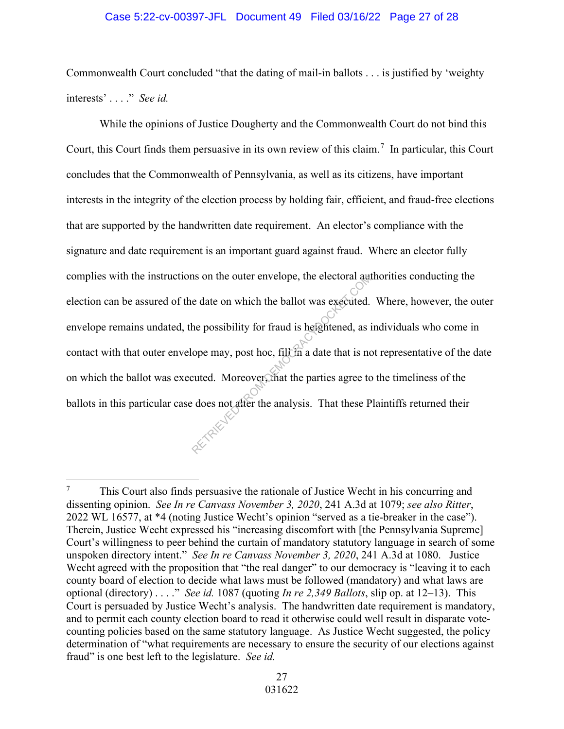Commonwealth Court concluded "that the dating of mail-in ballots . . . is justified by 'weighty interests' . . . ." *See id.*

While the opinions of Justice Dougherty and the Commonwealth Court do not bind this Court, this Court finds them persuasive in its own review of this claim.[7] In particular, this Court concludes that the Commonwealth of Pennsylvania, as well as its citizens, have important interests in the integrity of the election process by holding fair, efficient, and fraud-free elections that are supported by the handwritten date requirement. An elector's compliance with the signature and date requirement is an important guard against fraud. Where an elector fully complies with the instructions on the outer envelope, the electoral authorities conducting the election can be assured of the date on which the ballot was executed. Where, however, the outer envelope remains undated, the possibility for fraud is heightened, as individuals who come in contact with that outer envelope may, post hoc, fill in a date that is not representative of the date on which the ballot was executed. Moreover, that the parties agree to the timeliness of the ballots in this particular case does not alter the analysis. That these Plaintiffs returned their

---

[7] This Court also finds persuasive the rationale of Justice Wecht in his concurring and dissenting opinion. *See In re Canvass November 3, 2020*, 241 A.3d at 1079; *see also Ritter*, 2022 WL 16577, at *4 (noting Justice Wecht's opinion "served as a tie-breaker in the case"). Therein, Justice Wecht expressed his "increasing discomfort with [the Pennsylvania Supreme] Court's willingness to peer behind the curtain of mandatory statutory language in search of some unspoken directory intent." *See In re Canvass November 3, 2020*, 241 A.3d at 1080. Justice Wecht agreed with the proposition that "the real danger" to our democracy is "leaving it to each county board of election to decide what laws must be followed (mandatory) and what laws are optional (directory) . . . ." *See id.* 1087 (quoting *In re 2,349 Ballots*, slip op. at 12–13). This Court is persuaded by Justice Wecht's analysis. The handwritten date requirement is mandatory, and to permit each county election board to read it otherwise could well result in disparate vote-counting policies based on the same statutory language. As Justice Wecht suggested, the policy determination of "what requirements are necessary to ensure the security of our elections against fraud" is one best left to the legislature. *See id.*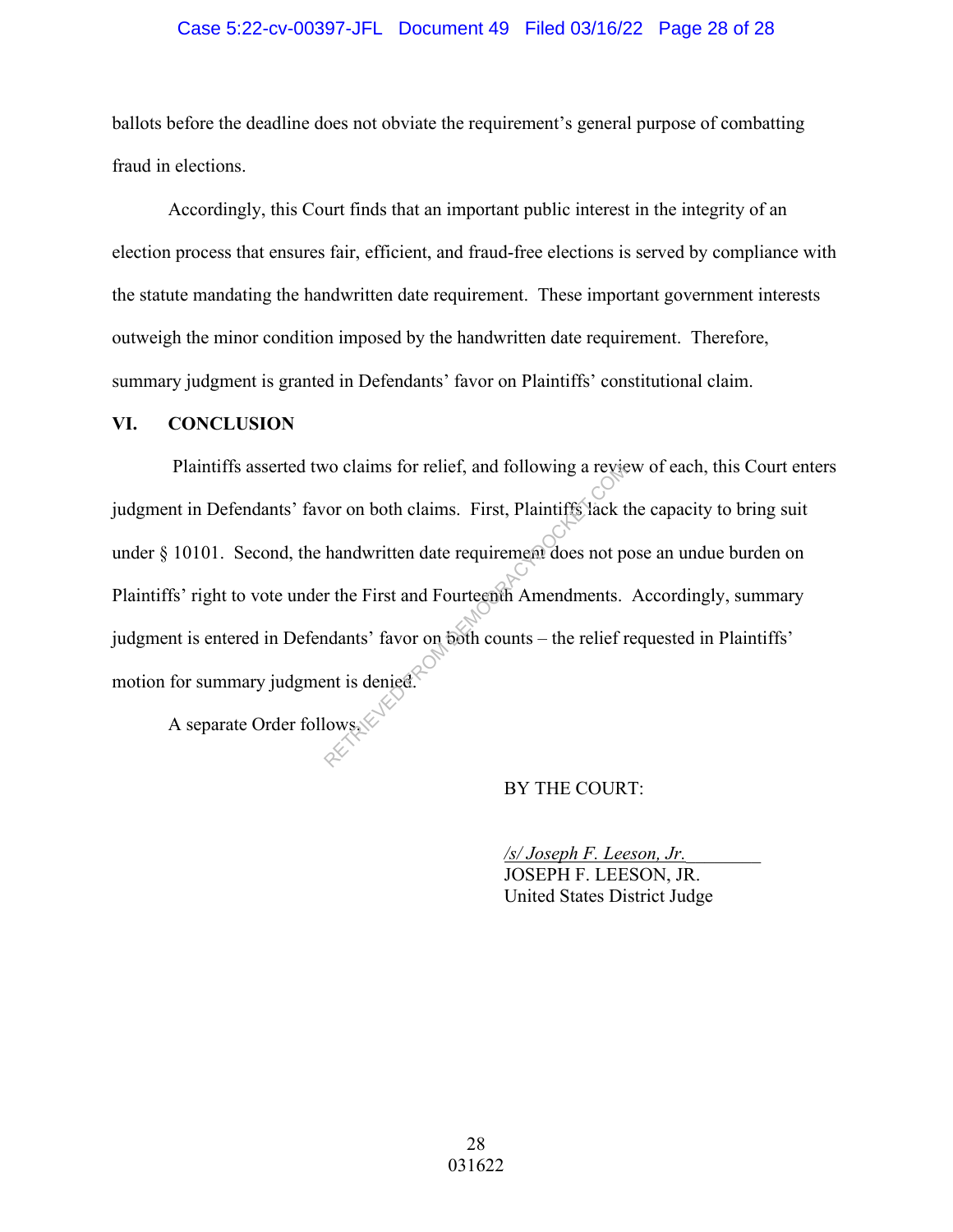ballots before the deadline does not obviate the requirement's general purpose of combatting fraud in elections.

Accordingly, this Court finds that an important public interest in the integrity of an election process that ensures fair, efficient, and fraud-free elections is served by compliance with the statute mandating the handwritten date requirement. These important government interests outweigh the minor condition imposed by the handwritten date requirement. Therefore, summary judgment is granted in Defendants' favor on Plaintiffs' constitutional claim.

## VI. CONCLUSION

Plaintiffs asserted two claims for relief, and following a review of each, this Court enters judgment in Defendants' favor on both claims. First, Plaintiffs lack the capacity to bring suit under § 10101. Second, the handwritten date requirement does not pose an undue burden on Plaintiffs' right to vote under the First and Fourteenth Amendments. Accordingly, summary judgment is entered in Defendants' favor on both counts – the relief requested in Plaintiffs' motion for summary judgment is denied.

A separate Order follows.

BY THE COURT:

*/s/ Joseph F. Leeson, Jr.*
JOSEPH F. LEESON, JR.
United States District Judge

031622